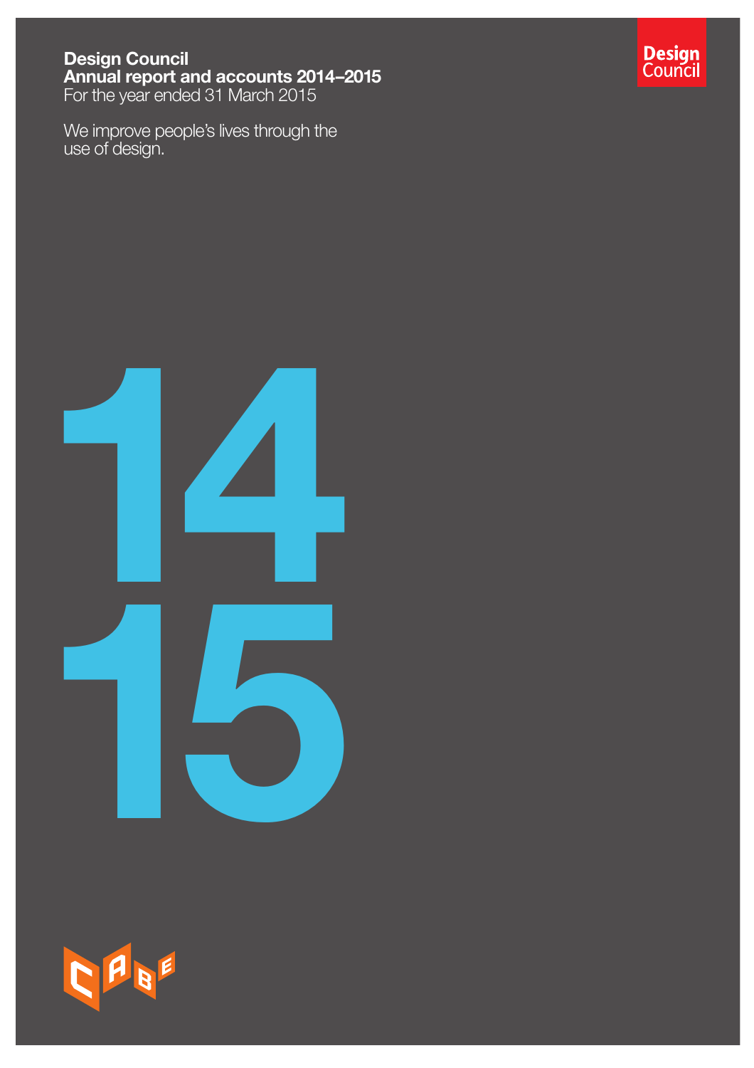# Design Council
## Annual report and accounts 2014–2015
For the year ended 31 March 2015

We improve people's lives through the use of design.

Design Council

14
15

CABE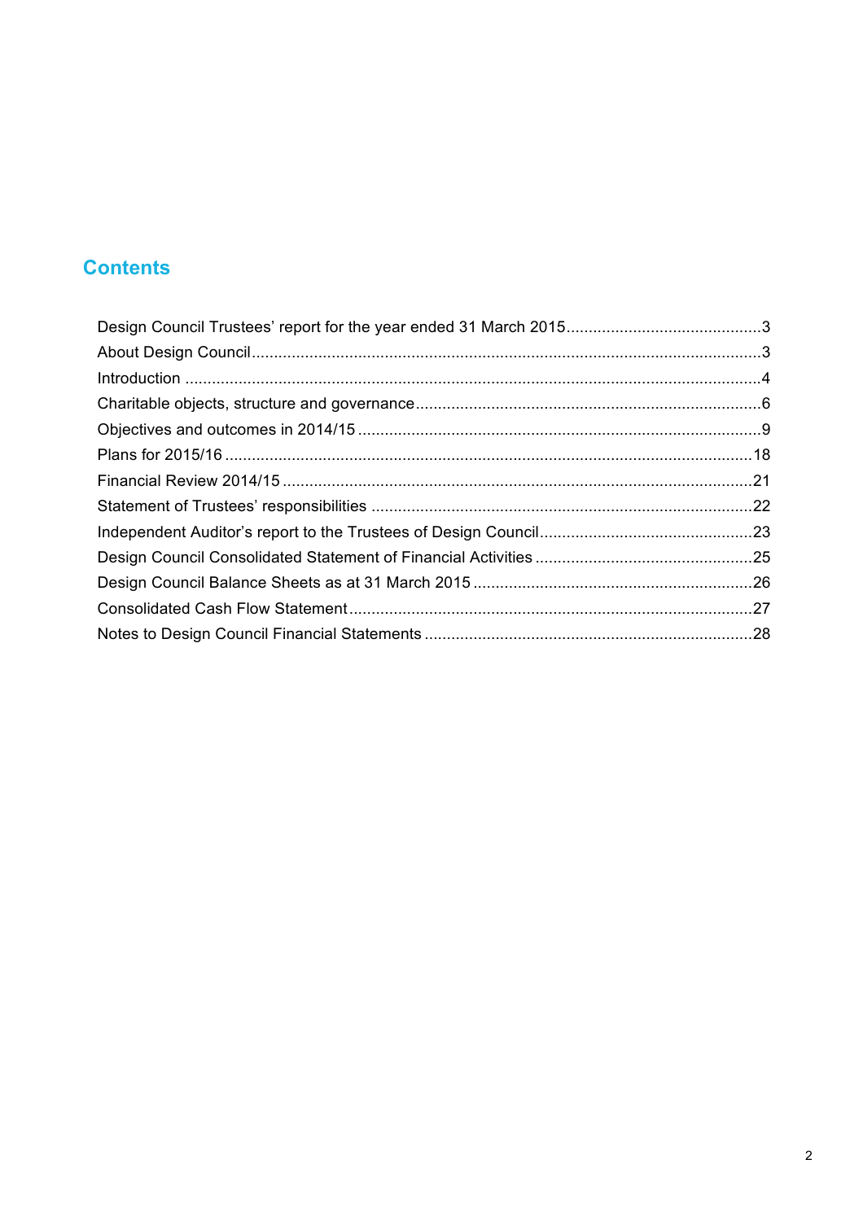## Contents

Design Council Trustees' report for the year ended 31 March 2015 ........................................... 3
About Design Council ........................................................................................................... 3
Introduction .......................................................................................................................... 4
Charitable objects, structure and governance ....................................................................... 6
Objectives and outcomes in 2014/15 ..................................................................................... 9
Plans for 2015/16 ................................................................................................................. 18
Financial Review 2014/15 .................................................................................................... 21
Statement of Trustees' responsibilities ............................................................................... 22
Independent Auditor's report to the Trustees of Design Council .......................................... 23
Design Council Consolidated Statement of Financial Activities ............................................ 25
Design Council Balance Sheets as at 31 March 2015 .......................................................... 26
Consolidated Cash Flow Statement ..................................................................................... 27
Notes to Design Council Financial Statements .................................................................... 28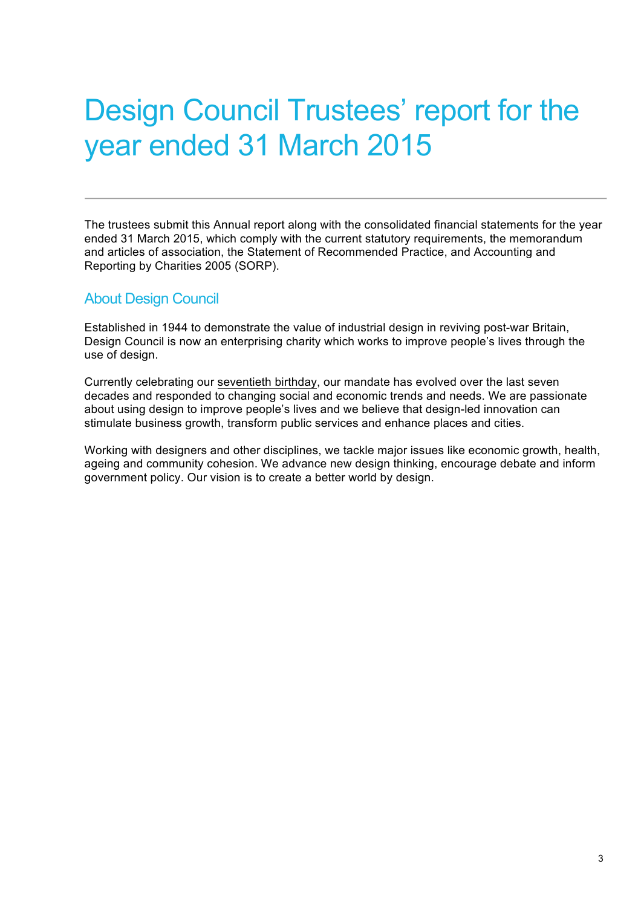# Design Council Trustees' report for the year ended 31 March 2015

The trustees submit this Annual report along with the consolidated financial statements for the year ended 31 March 2015, which comply with the current statutory requirements, the memorandum and articles of association, the Statement of Recommended Practice, and Accounting and Reporting by Charities 2005 (SORP).

## About Design Council

Established in 1944 to demonstrate the value of industrial design in reviving post-war Britain, Design Council is now an enterprising charity which works to improve people's lives through the use of design.

Currently celebrating our seventieth birthday, our mandate has evolved over the last seven decades and responded to changing social and economic trends and needs. We are passionate about using design to improve people's lives and we believe that design-led innovation can stimulate business growth, transform public services and enhance places and cities.

Working with designers and other disciplines, we tackle major issues like economic growth, health, ageing and community cohesion. We advance new design thinking, encourage debate and inform government policy. Our vision is to create a better world by design.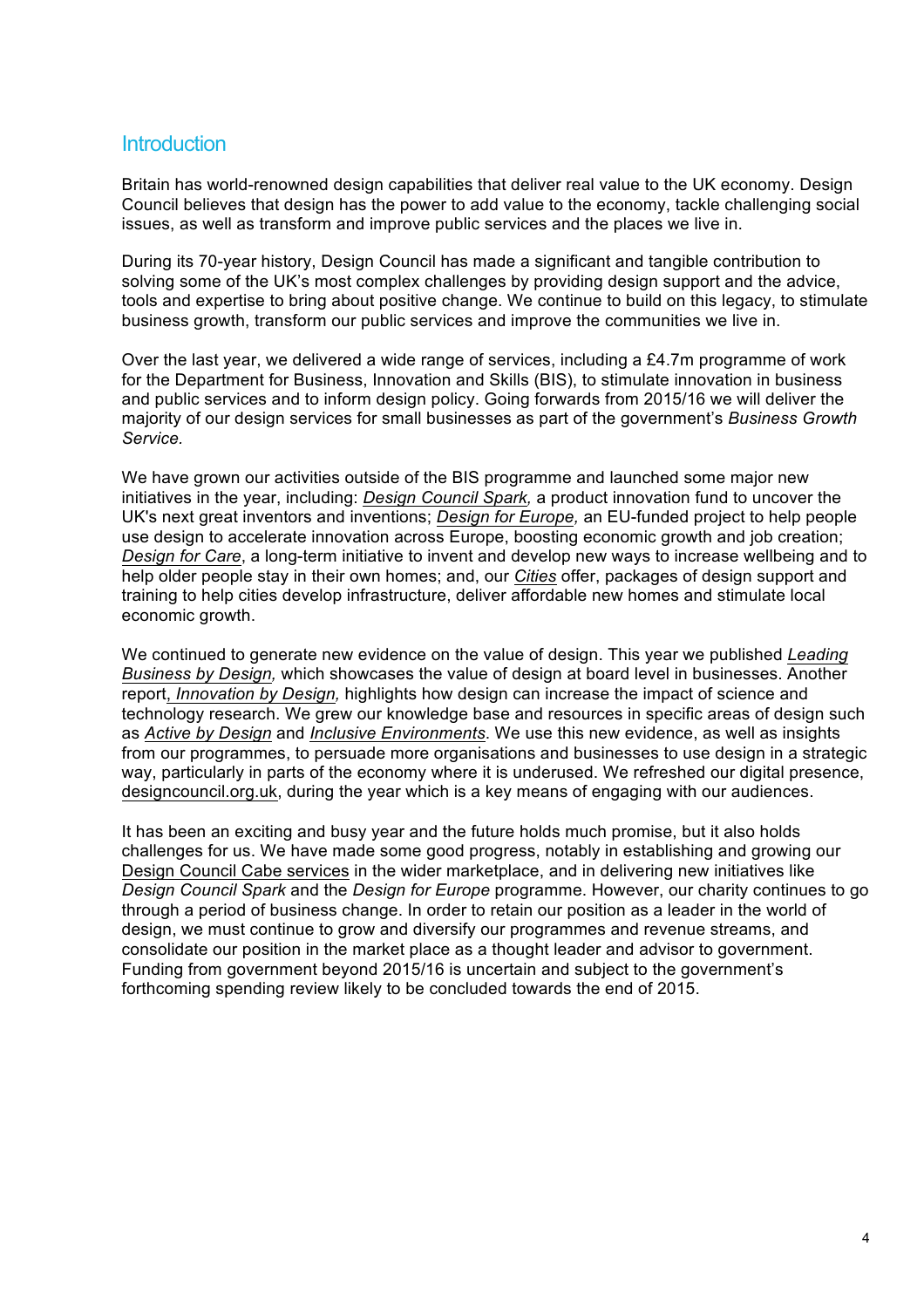## Introduction

Britain has world-renowned design capabilities that deliver real value to the UK economy. Design Council believes that design has the power to add value to the economy, tackle challenging social issues, as well as transform and improve public services and the places we live in.

During its 70-year history, Design Council has made a significant and tangible contribution to solving some of the UK's most complex challenges by providing design support and the advice, tools and expertise to bring about positive change. We continue to build on this legacy, to stimulate business growth, transform our public services and improve the communities we live in.

Over the last year, we delivered a wide range of services, including a £4.7m programme of work for the Department for Business, Innovation and Skills (BIS), to stimulate innovation in business and public services and to inform design policy. Going forwards from 2015/16 we will deliver the majority of our design services for small businesses as part of the government's *Business Growth Service.*

We have grown our activities outside of the BIS programme and launched some major new initiatives in the year, including: *Design Council Spark,* a product innovation fund to uncover the UK's next great inventors and inventions; *Design for Europe,* an EU-funded project to help people use design to accelerate innovation across Europe, boosting economic growth and job creation; *Design for Care*, a long-term initiative to invent and develop new ways to increase wellbeing and to help older people stay in their own homes; and, our *Cities* offer, packages of design support and training to help cities develop infrastructure, deliver affordable new homes and stimulate local economic growth.

We continued to generate new evidence on the value of design. This year we published *Leading Business by Design,* which showcases the value of design at board level in businesses. Another report, *Innovation by Design,* highlights how design can increase the impact of science and technology research. We grew our knowledge base and resources in specific areas of design such as *Active by Design* and *Inclusive Environments*. We use this new evidence, as well as insights from our programmes, to persuade more organisations and businesses to use design in a strategic way, particularly in parts of the economy where it is underused. We refreshed our digital presence, designcouncil.org.uk, during the year which is a key means of engaging with our audiences.

It has been an exciting and busy year and the future holds much promise, but it also holds challenges for us. We have made some good progress, notably in establishing and growing our Design Council Cabe services in the wider marketplace, and in delivering new initiatives like *Design Council Spark* and the *Design for Europe* programme. However, our charity continues to go through a period of business change. In order to retain our position as a leader in the world of design, we must continue to grow and diversify our programmes and revenue streams, and consolidate our position in the market place as a thought leader and advisor to government. Funding from government beyond 2015/16 is uncertain and subject to the government's forthcoming spending review likely to be concluded towards the end of 2015.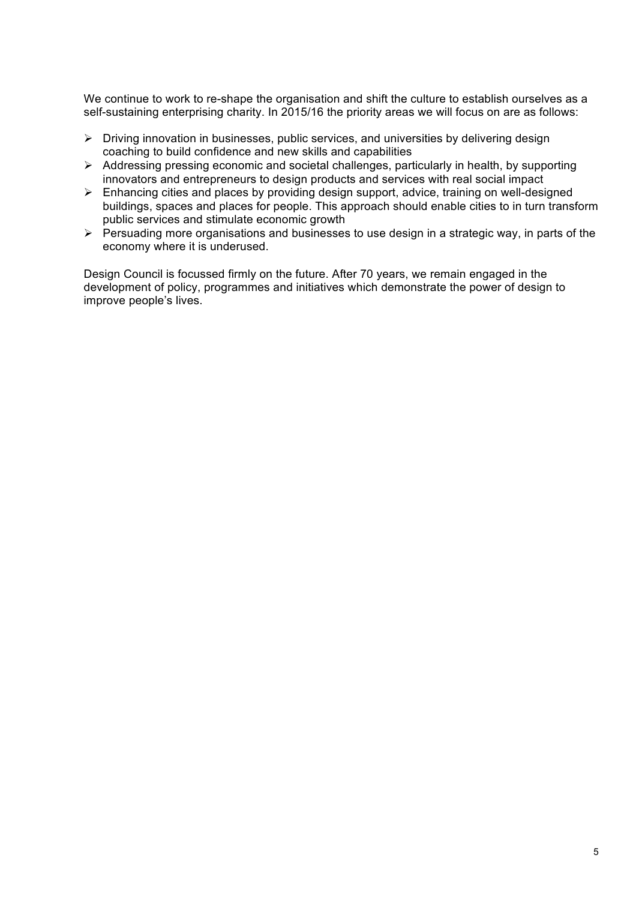We continue to work to re-shape the organisation and shift the culture to establish ourselves as a self-sustaining enterprising charity. In 2015/16 the priority areas we will focus on are as follows:

- Driving innovation in businesses, public services, and universities by delivering design coaching to build confidence and new skills and capabilities
- Addressing pressing economic and societal challenges, particularly in health, by supporting innovators and entrepreneurs to design products and services with real social impact
- Enhancing cities and places by providing design support, advice, training on well-designed buildings, spaces and places for people. This approach should enable cities to in turn transform public services and stimulate economic growth
- Persuading more organisations and businesses to use design in a strategic way, in parts of the economy where it is underused.

Design Council is focussed firmly on the future. After 70 years, we remain engaged in the development of policy, programmes and initiatives which demonstrate the power of design to improve people's lives.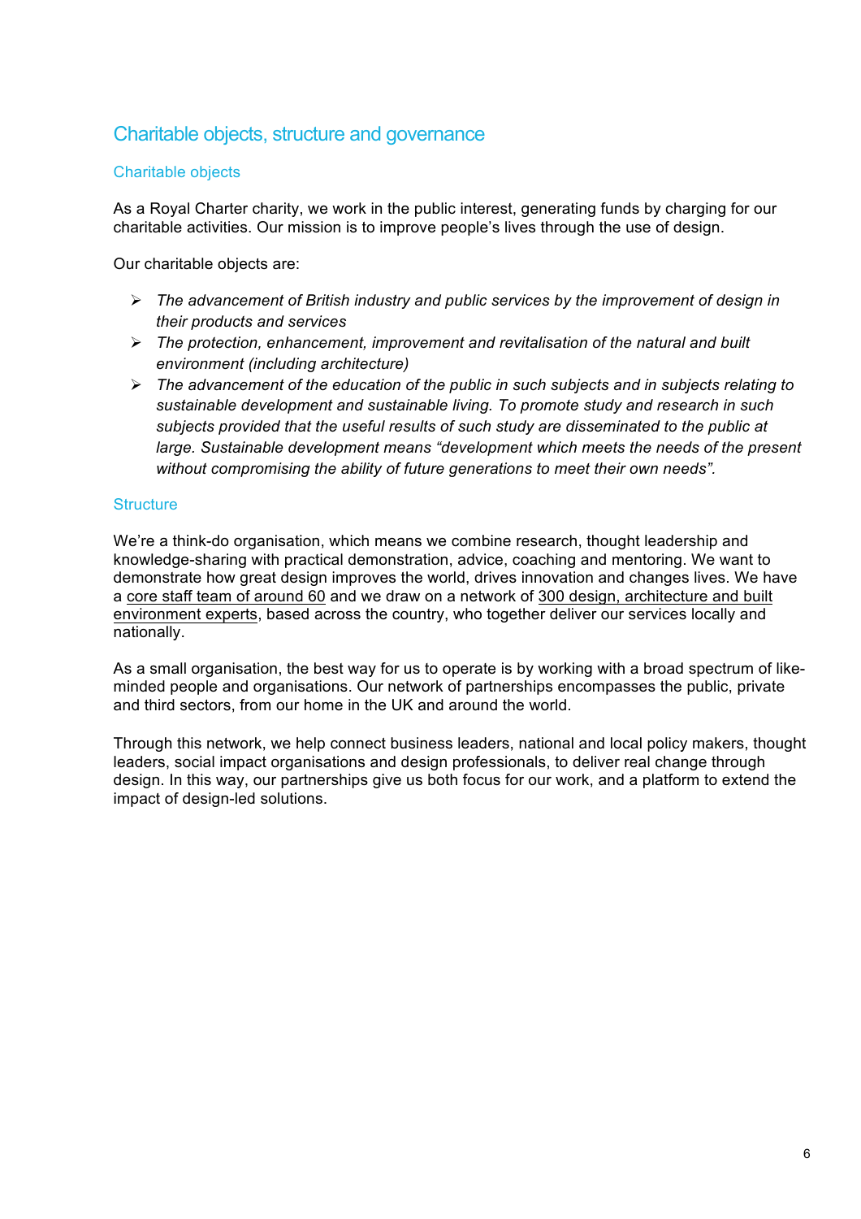## Charitable objects, structure and governance

### Charitable objects

As a Royal Charter charity, we work in the public interest, generating funds by charging for our charitable activities. Our mission is to improve people's lives through the use of design.

Our charitable objects are:

- *The advancement of British industry and public services by the improvement of design in their products and services*
- *The protection, enhancement, improvement and revitalisation of the natural and built environment (including architecture)*
- *The advancement of the education of the public in such subjects and in subjects relating to sustainable development and sustainable living. To promote study and research in such subjects provided that the useful results of such study are disseminated to the public at large. Sustainable development means "development which meets the needs of the present without compromising the ability of future generations to meet their own needs".*

### Structure

We're a think-do organisation, which means we combine research, thought leadership and knowledge-sharing with practical demonstration, advice, coaching and mentoring. We want to demonstrate how great design improves the world, drives innovation and changes lives. We have a core staff team of around 60 and we draw on a network of 300 design, architecture and built environment experts, based across the country, who together deliver our services locally and nationally.

As a small organisation, the best way for us to operate is by working with a broad spectrum of like-minded people and organisations. Our network of partnerships encompasses the public, private and third sectors, from our home in the UK and around the world.

Through this network, we help connect business leaders, national and local policy makers, thought leaders, social impact organisations and design professionals, to deliver real change through design. In this way, our partnerships give us both focus for our work, and a platform to extend the impact of design-led solutions.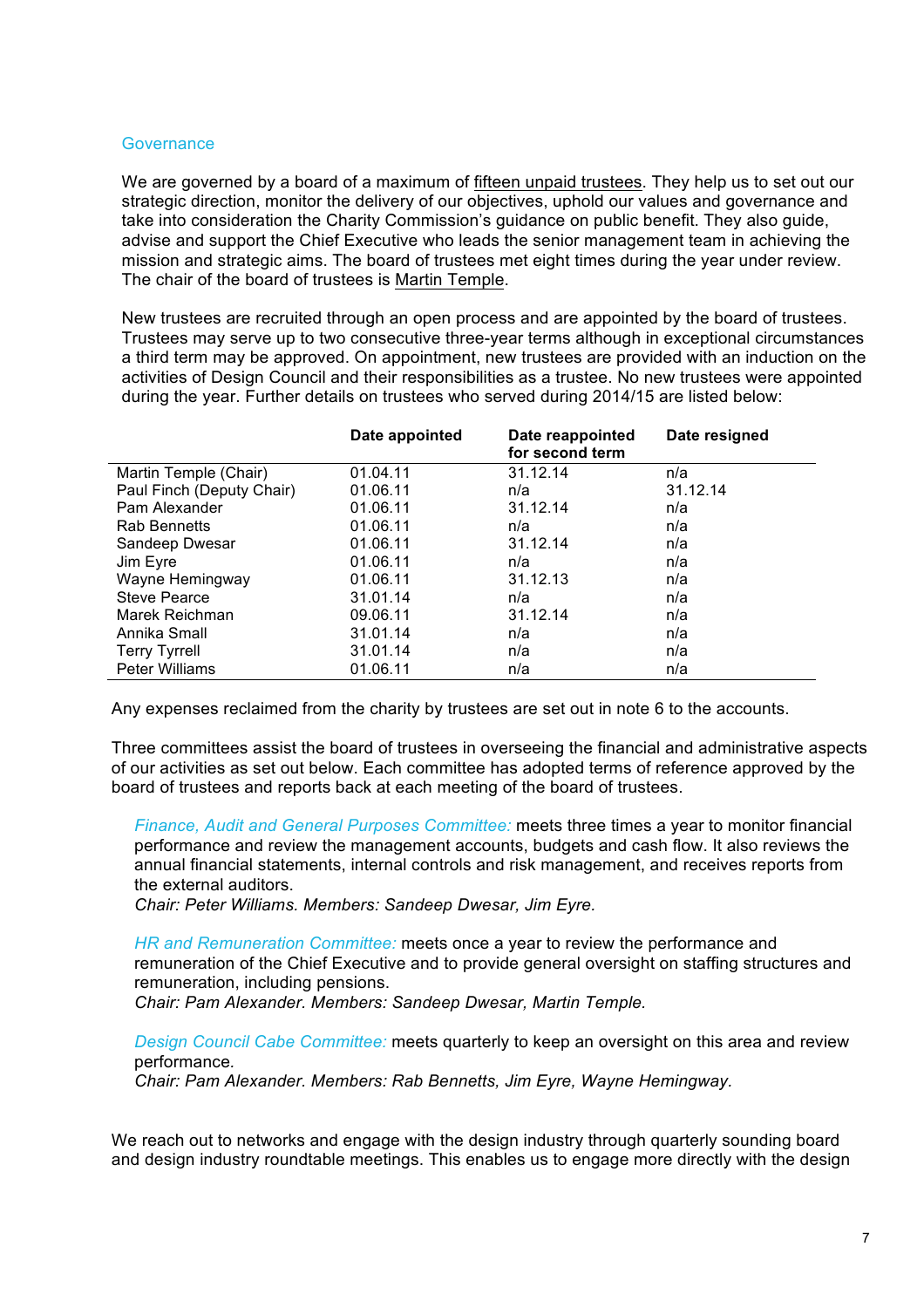## Governance

We are governed by a board of a maximum of fifteen unpaid trustees. They help us to set out our strategic direction, monitor the delivery of our objectives, uphold our values and governance and take into consideration the Charity Commission's guidance on public benefit. They also guide, advise and support the Chief Executive who leads the senior management team in achieving the mission and strategic aims. The board of trustees met eight times during the year under review. The chair of the board of trustees is Martin Temple.

New trustees are recruited through an open process and are appointed by the board of trustees. Trustees may serve up to two consecutive three-year terms although in exceptional circumstances a third term may be approved. On appointment, new trustees are provided with an induction on the activities of Design Council and their responsibilities as a trustee. No new trustees were appointed during the year. Further details on trustees who served during 2014/15 are listed below:

| | Date appointed | Date reappointed for second term | Date resigned |
|---|---|---|---|
| Martin Temple (Chair) | 01.04.11 | 31.12.14 | n/a |
| Paul Finch (Deputy Chair) | 01.06.11 | n/a | 31.12.14 |
| Pam Alexander | 01.06.11 | 31.12.14 | n/a |
| Rab Bennetts | 01.06.11 | n/a | n/a |
| Sandeep Dwesar | 01.06.11 | 31.12.14 | n/a |
| Jim Eyre | 01.06.11 | n/a | n/a |
| Wayne Hemingway | 01.06.11 | 31.12.13 | n/a |
| Steve Pearce | 31.01.14 | n/a | n/a |
| Marek Reichman | 09.06.11 | 31.12.14 | n/a |
| Annika Small | 31.01.14 | n/a | n/a |
| Terry Tyrrell | 31.01.14 | n/a | n/a |
| Peter Williams | 01.06.11 | n/a | n/a |

Any expenses reclaimed from the charity by trustees are set out in note 6 to the accounts.

Three committees assist the board of trustees in overseeing the financial and administrative aspects of our activities as set out below. Each committee has adopted terms of reference approved by the board of trustees and reports back at each meeting of the board of trustees.

*Finance, Audit and General Purposes Committee:* meets three times a year to monitor financial performance and review the management accounts, budgets and cash flow. It also reviews the annual financial statements, internal controls and risk management, and receives reports from the external auditors.
*Chair: Peter Williams. Members: Sandeep Dwesar, Jim Eyre.*

*HR and Remuneration Committee:* meets once a year to review the performance and remuneration of the Chief Executive and to provide general oversight on staffing structures and remuneration, including pensions.
*Chair: Pam Alexander. Members: Sandeep Dwesar, Martin Temple.*

*Design Council Cabe Committee:* meets quarterly to keep an oversight on this area and review performance.
*Chair: Pam Alexander. Members: Rab Bennetts, Jim Eyre, Wayne Hemingway.*

We reach out to networks and engage with the design industry through quarterly sounding board and design industry roundtable meetings. This enables us to engage more directly with the design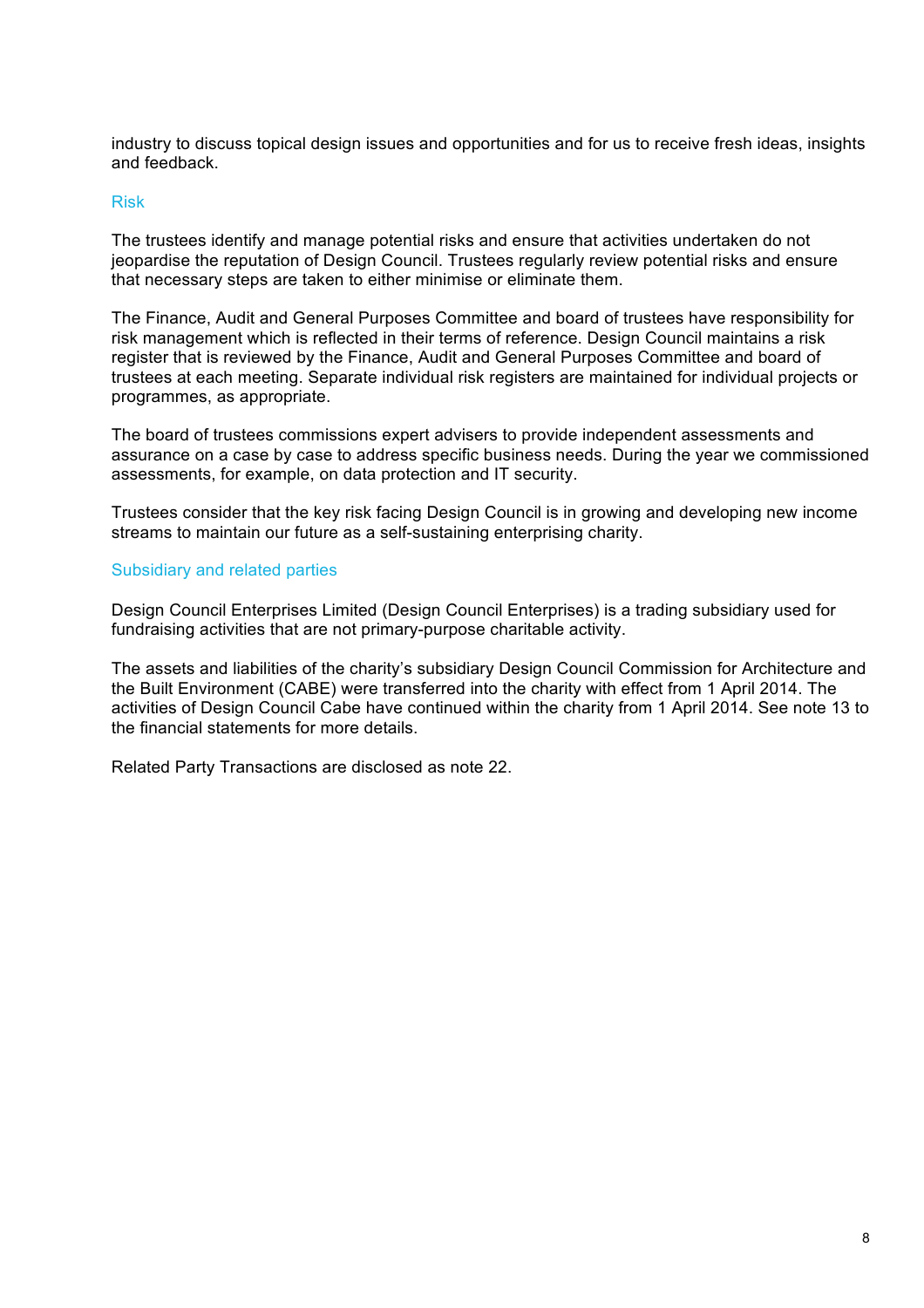industry to discuss topical design issues and opportunities and for us to receive fresh ideas, insights and feedback.

## Risk

The trustees identify and manage potential risks and ensure that activities undertaken do not jeopardise the reputation of Design Council. Trustees regularly review potential risks and ensure that necessary steps are taken to either minimise or eliminate them.

The Finance, Audit and General Purposes Committee and board of trustees have responsibility for risk management which is reflected in their terms of reference. Design Council maintains a risk register that is reviewed by the Finance, Audit and General Purposes Committee and board of trustees at each meeting. Separate individual risk registers are maintained for individual projects or programmes, as appropriate.

The board of trustees commissions expert advisers to provide independent assessments and assurance on a case by case to address specific business needs. During the year we commissioned assessments, for example, on data protection and IT security.

Trustees consider that the key risk facing Design Council is in growing and developing new income streams to maintain our future as a self-sustaining enterprising charity.

## Subsidiary and related parties

Design Council Enterprises Limited (Design Council Enterprises) is a trading subsidiary used for fundraising activities that are not primary-purpose charitable activity.

The assets and liabilities of the charity's subsidiary Design Council Commission for Architecture and the Built Environment (CABE) were transferred into the charity with effect from 1 April 2014. The activities of Design Council Cabe have continued within the charity from 1 April 2014. See note 13 to the financial statements for more details.

Related Party Transactions are disclosed as note 22.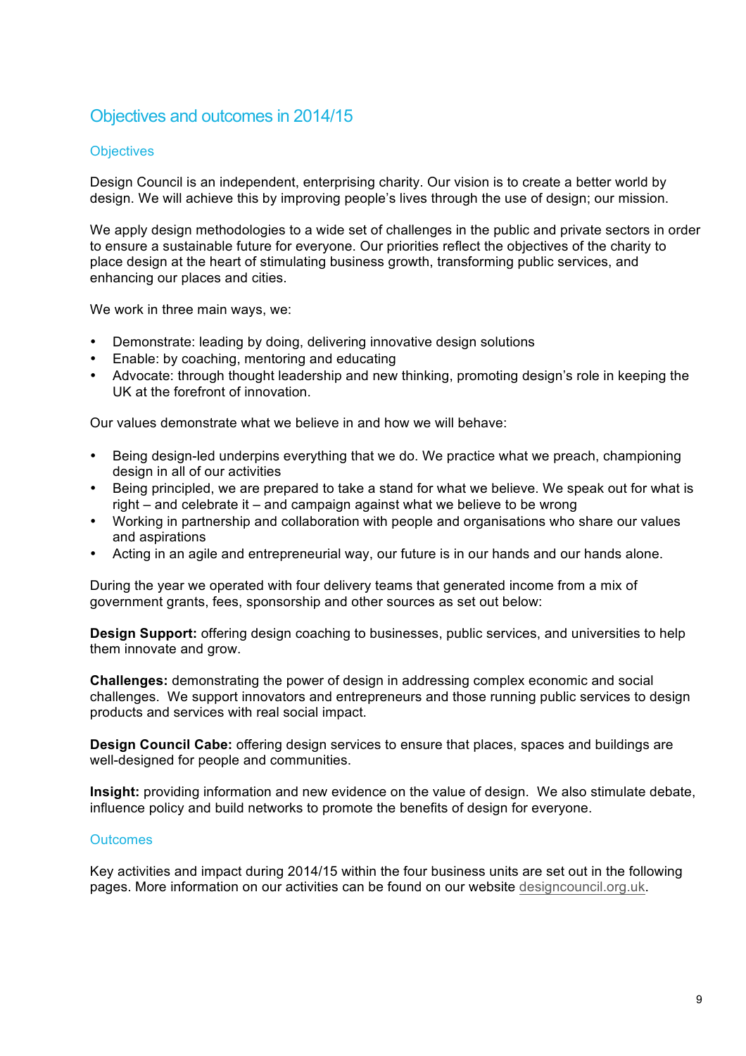## Objectives and outcomes in 2014/15

### Objectives

Design Council is an independent, enterprising charity. Our vision is to create a better world by design. We will achieve this by improving people's lives through the use of design; our mission.

We apply design methodologies to a wide set of challenges in the public and private sectors in order to ensure a sustainable future for everyone. Our priorities reflect the objectives of the charity to place design at the heart of stimulating business growth, transforming public services, and enhancing our places and cities.

We work in three main ways, we:

- Demonstrate: leading by doing, delivering innovative design solutions
- Enable: by coaching, mentoring and educating
- Advocate: through thought leadership and new thinking, promoting design's role in keeping the UK at the forefront of innovation.

Our values demonstrate what we believe in and how we will behave:

- Being design-led underpins everything that we do. We practice what we preach, championing design in all of our activities
- Being principled, we are prepared to take a stand for what we believe. We speak out for what is right – and celebrate it – and campaign against what we believe to be wrong
- Working in partnership and collaboration with people and organisations who share our values and aspirations
- Acting in an agile and entrepreneurial way, our future is in our hands and our hands alone.

During the year we operated with four delivery teams that generated income from a mix of government grants, fees, sponsorship and other sources as set out below:

**Design Support:** offering design coaching to businesses, public services, and universities to help them innovate and grow.

**Challenges:** demonstrating the power of design in addressing complex economic and social challenges. We support innovators and entrepreneurs and those running public services to design products and services with real social impact.

**Design Council Cabe:** offering design services to ensure that places, spaces and buildings are well-designed for people and communities.

**Insight:** providing information and new evidence on the value of design. We also stimulate debate, influence policy and build networks to promote the benefits of design for everyone.

### Outcomes

Key activities and impact during 2014/15 within the four business units are set out in the following pages. More information on our activities can be found on our website designcouncil.org.uk.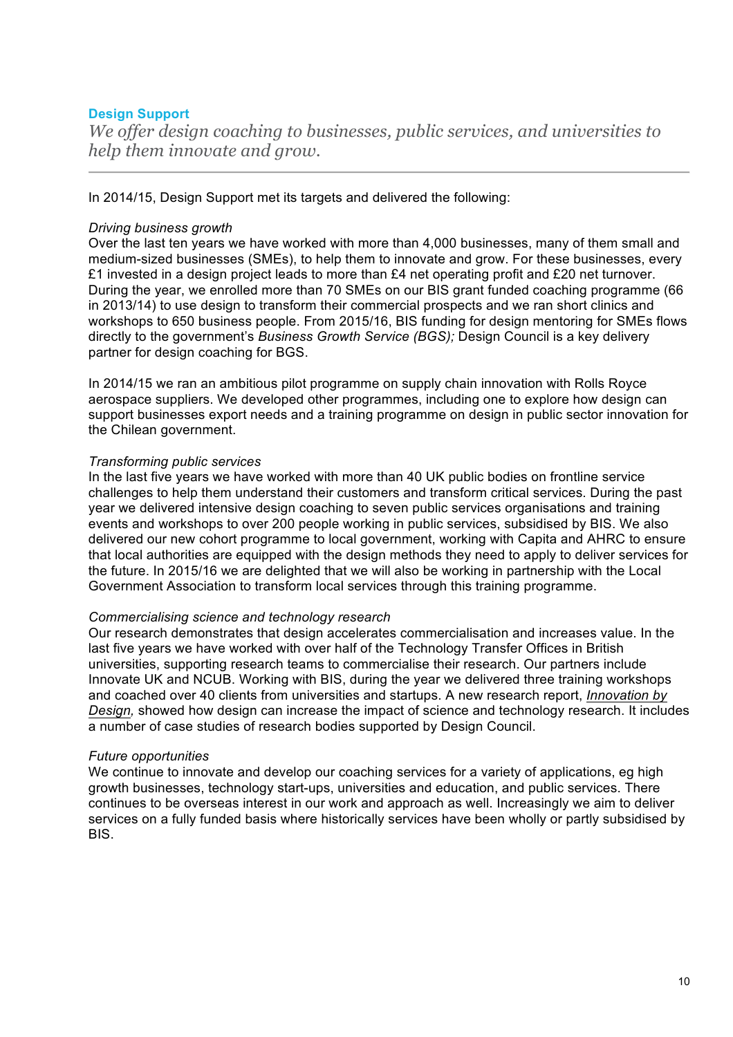## Design Support

*We offer design coaching to businesses, public services, and universities to help them innovate and grow.*

---

In 2014/15, Design Support met its targets and delivered the following:

*Driving business growth*
Over the last ten years we have worked with more than 4,000 businesses, many of them small and medium-sized businesses (SMEs), to help them to innovate and grow. For these businesses, every £1 invested in a design project leads to more than £4 net operating profit and £20 net turnover. During the year, we enrolled more than 70 SMEs on our BIS grant funded coaching programme (66 in 2013/14) to use design to transform their commercial prospects and we ran short clinics and workshops to 650 business people. From 2015/16, BIS funding for design mentoring for SMEs flows directly to the government's *Business Growth Service (BGS);* Design Council is a key delivery partner for design coaching for BGS.

In 2014/15 we ran an ambitious pilot programme on supply chain innovation with Rolls Royce aerospace suppliers. We developed other programmes, including one to explore how design can support businesses export needs and a training programme on design in public sector innovation for the Chilean government.

*Transforming public services*
In the last five years we have worked with more than 40 UK public bodies on frontline service challenges to help them understand their customers and transform critical services. During the past year we delivered intensive design coaching to seven public services organisations and training events and workshops to over 200 people working in public services, subsidised by BIS. We also delivered our new cohort programme to local government, working with Capita and AHRC to ensure that local authorities are equipped with the design methods they need to apply to deliver services for the future. In 2015/16 we are delighted that we will also be working in partnership with the Local Government Association to transform local services through this training programme.

*Commercialising science and technology research*
Our research demonstrates that design accelerates commercialisation and increases value. In the last five years we have worked with over half of the Technology Transfer Offices in British universities, supporting research teams to commercialise their research. Our partners include Innovate UK and NCUB. Working with BIS, during the year we delivered three training workshops and coached over 40 clients from universities and startups. A new research report, *Innovation by Design,* showed how design can increase the impact of science and technology research. It includes a number of case studies of research bodies supported by Design Council.

*Future opportunities*
We continue to innovate and develop our coaching services for a variety of applications, eg high growth businesses, technology start-ups, universities and education, and public services. There continues to be overseas interest in our work and approach as well. Increasingly we aim to deliver services on a fully funded basis where historically services have been wholly or partly subsidised by BIS.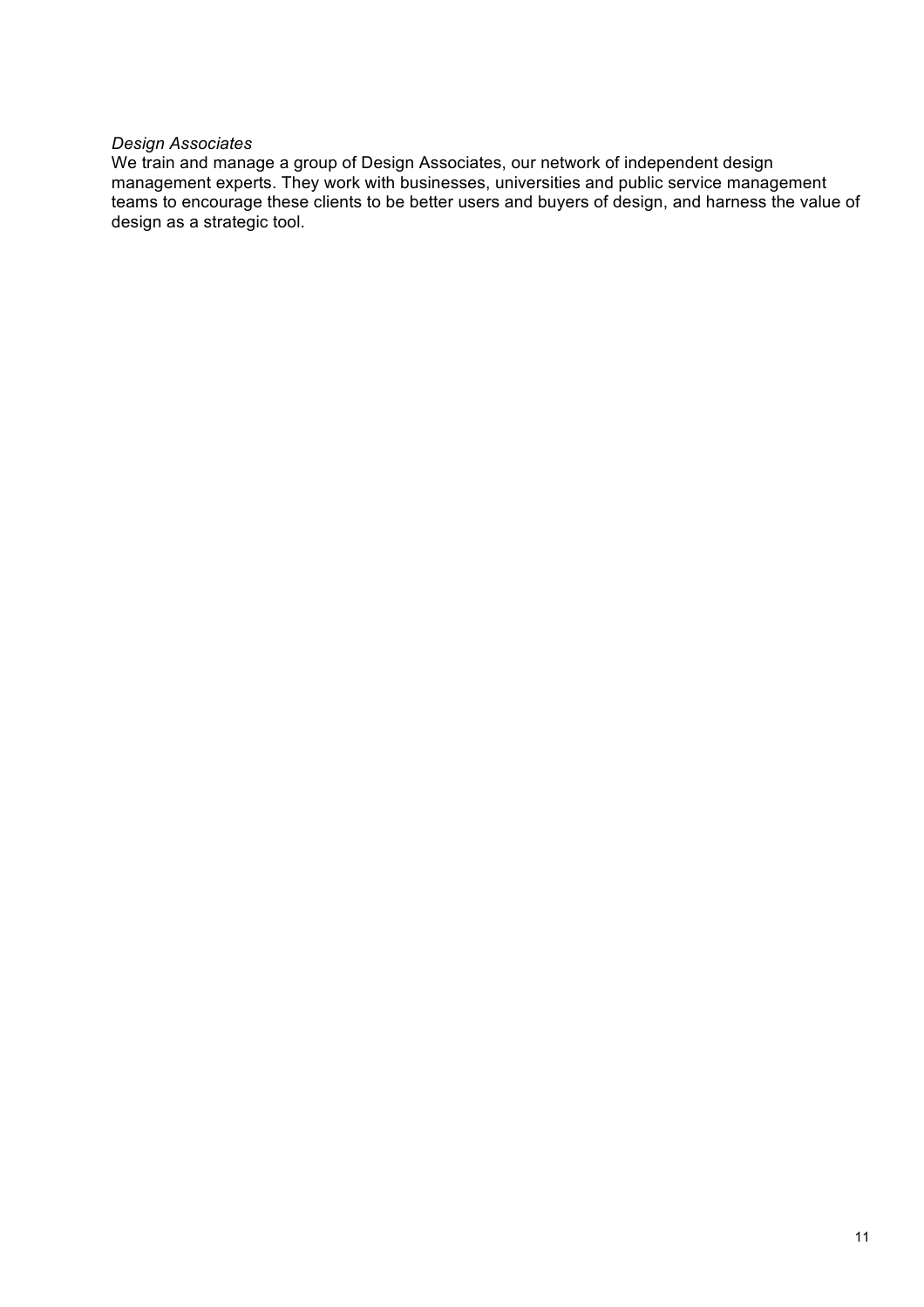*Design Associates*

We train and manage a group of Design Associates, our network of independent design management experts. They work with businesses, universities and public service management teams to encourage these clients to be better users and buyers of design, and harness the value of design as a strategic tool.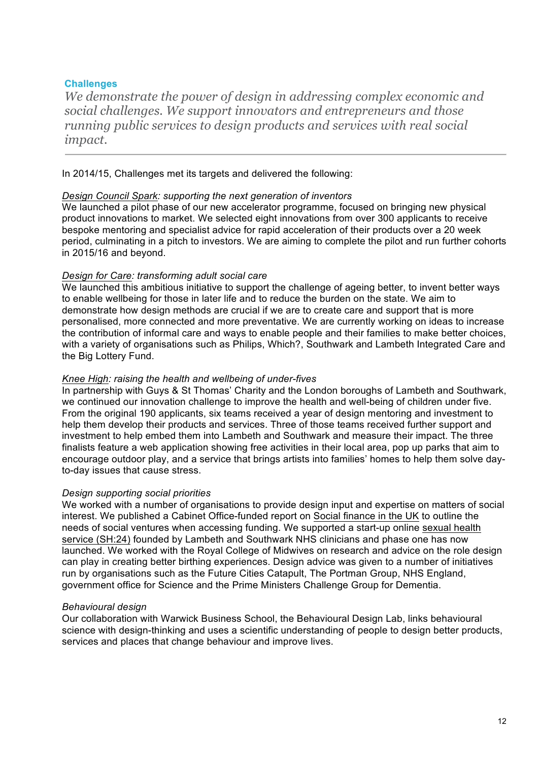## Challenges

*We demonstrate the power of design in addressing complex economic and social challenges. We support innovators and entrepreneurs and those running public services to design products and services with real social impact.*

---

In 2014/15, Challenges met its targets and delivered the following:

*Design Council Spark: supporting the next generation of inventors*
We launched a pilot phase of our new accelerator programme, focused on bringing new physical product innovations to market. We selected eight innovations from over 300 applicants to receive bespoke mentoring and specialist advice for rapid acceleration of their products over a 20 week period, culminating in a pitch to investors. We are aiming to complete the pilot and run further cohorts in 2015/16 and beyond.

*Design for Care: transforming adult social care*
We launched this ambitious initiative to support the challenge of ageing better, to invent better ways to enable wellbeing for those in later life and to reduce the burden on the state. We aim to demonstrate how design methods are crucial if we are to create care and support that is more personalised, more connected and more preventative. We are currently working on ideas to increase the contribution of informal care and ways to enable people and their families to make better choices, with a variety of organisations such as Philips, Which?, Southwark and Lambeth Integrated Care and the Big Lottery Fund.

*Knee High: raising the health and wellbeing of under-fives*
In partnership with Guys & St Thomas' Charity and the London boroughs of Lambeth and Southwark, we continued our innovation challenge to improve the health and well-being of children under five. From the original 190 applicants, six teams received a year of design mentoring and investment to help them develop their products and services. Three of those teams received further support and investment to help embed them into Lambeth and Southwark and measure their impact. The three finalists feature a web application showing free activities in their local area, pop up parks that aim to encourage outdoor play, and a service that brings artists into families' homes to help them solve day-to-day issues that cause stress.

*Design supporting social priorities*
We worked with a number of organisations to provide design input and expertise on matters of social interest. We published a Cabinet Office-funded report on Social finance in the UK to outline the needs of social ventures when accessing funding. We supported a start-up online sexual health service (SH:24) founded by Lambeth and Southwark NHS clinicians and phase one has now launched. We worked with the Royal College of Midwives on research and advice on the role design can play in creating better birthing experiences. Design advice was given to a number of initiatives run by organisations such as the Future Cities Catapult, The Portman Group, NHS England, government office for Science and the Prime Ministers Challenge Group for Dementia.

*Behavioural design*
Our collaboration with Warwick Business School, the Behavioural Design Lab, links behavioural science with design-thinking and uses a scientific understanding of people to design better products, services and places that change behaviour and improve lives.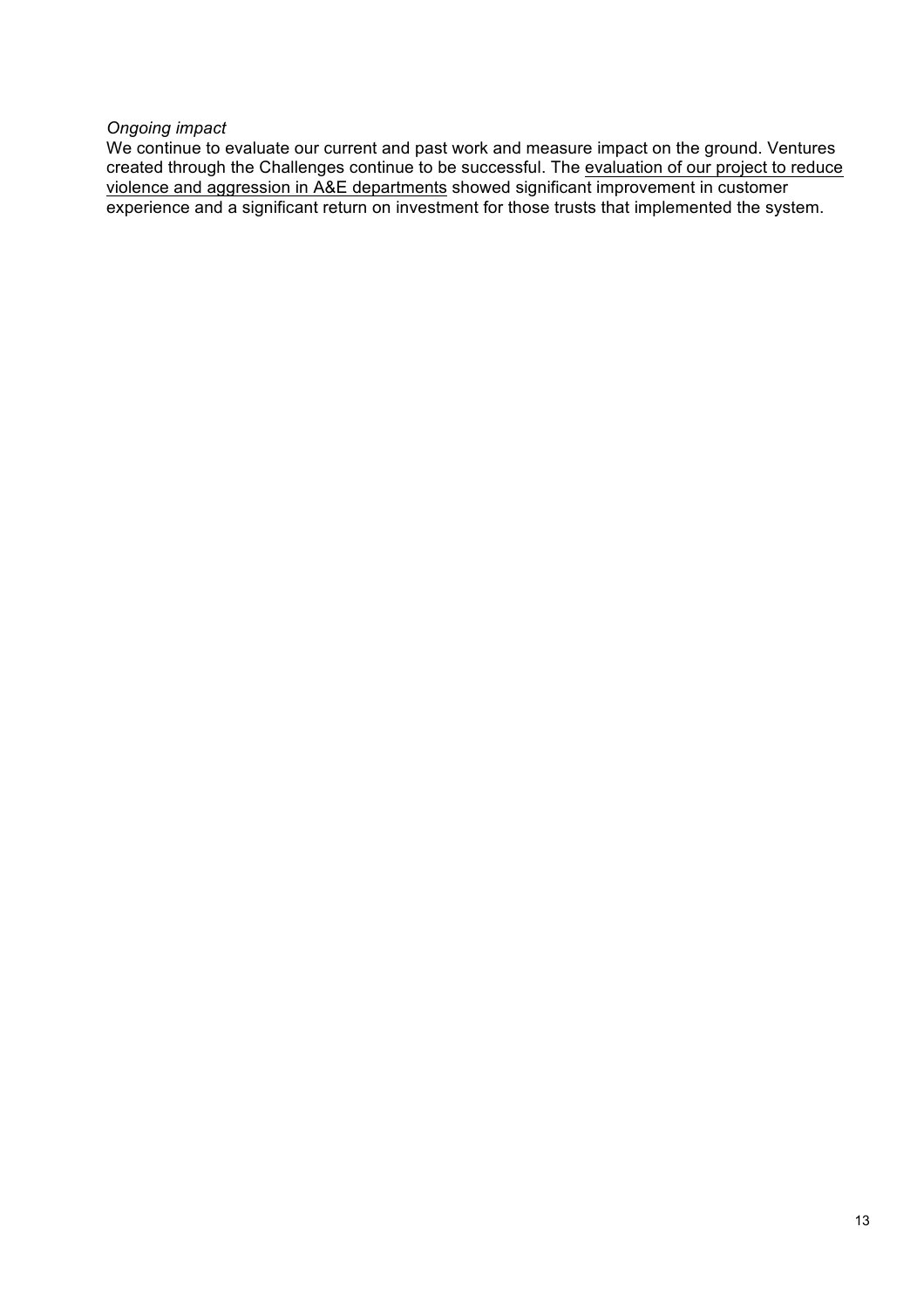*Ongoing impact*

We continue to evaluate our current and past work and measure impact on the ground. Ventures created through the Challenges continue to be successful. The evaluation of our project to reduce violence and aggression in A&E departments showed significant improvement in customer experience and a significant return on investment for those trusts that implemented the system.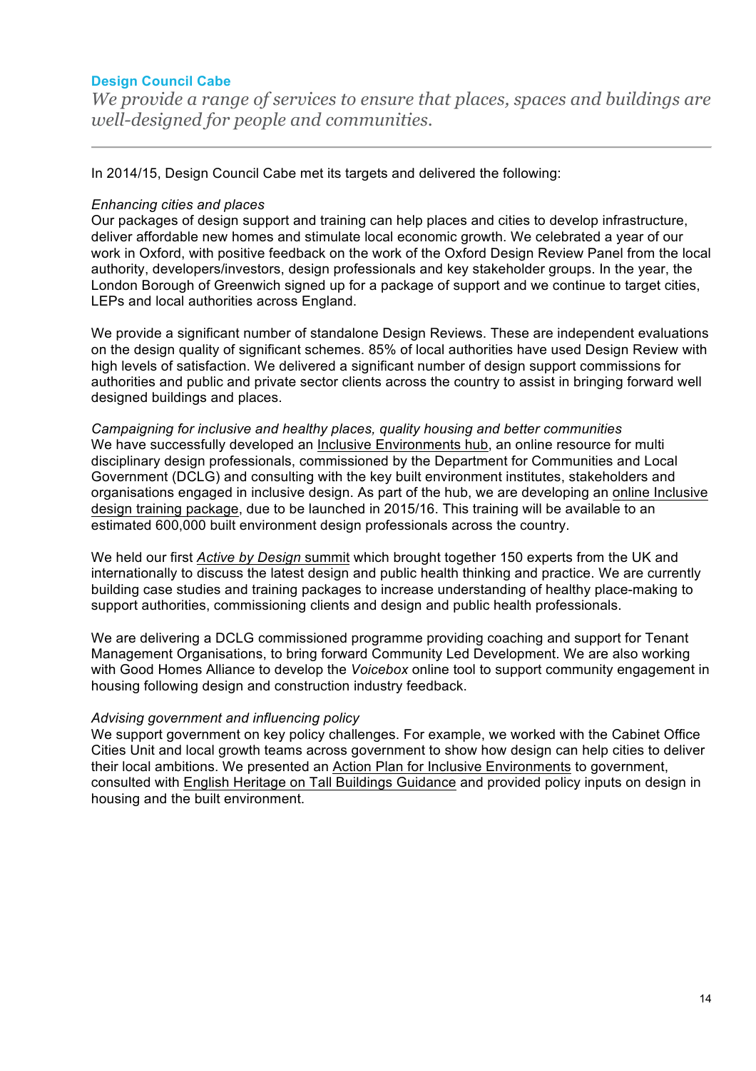## Design Council Cabe

*We provide a range of services to ensure that places, spaces and buildings are well-designed for people and communities.*

---

In 2014/15, Design Council Cabe met its targets and delivered the following:

*Enhancing cities and places*
Our packages of design support and training can help places and cities to develop infrastructure, deliver affordable new homes and stimulate local economic growth. We celebrated a year of our work in Oxford, with positive feedback on the work of the Oxford Design Review Panel from the local authority, developers/investors, design professionals and key stakeholder groups. In the year, the London Borough of Greenwich signed up for a package of support and we continue to target cities, LEPs and local authorities across England.

We provide a significant number of standalone Design Reviews. These are independent evaluations on the design quality of significant schemes. 85% of local authorities have used Design Review with high levels of satisfaction. We delivered a significant number of design support commissions for authorities and public and private sector clients across the country to assist in bringing forward well designed buildings and places.

*Campaigning for inclusive and healthy places, quality housing and better communities*
We have successfully developed an Inclusive Environments hub, an online resource for multi disciplinary design professionals, commissioned by the Department for Communities and Local Government (DCLG) and consulting with the key built environment institutes, stakeholders and organisations engaged in inclusive design. As part of the hub, we are developing an online Inclusive design training package, due to be launched in 2015/16. This training will be available to an estimated 600,000 built environment design professionals across the country.

We held our first *Active by Design* summit which brought together 150 experts from the UK and internationally to discuss the latest design and public health thinking and practice. We are currently building case studies and training packages to increase understanding of healthy place-making to support authorities, commissioning clients and design and public health professionals.

We are delivering a DCLG commissioned programme providing coaching and support for Tenant Management Organisations, to bring forward Community Led Development. We are also working with Good Homes Alliance to develop the *Voicebox* online tool to support community engagement in housing following design and construction industry feedback.

*Advising government and influencing policy*
We support government on key policy challenges. For example, we worked with the Cabinet Office Cities Unit and local growth teams across government to show how design can help cities to deliver their local ambitions. We presented an Action Plan for Inclusive Environments to government, consulted with English Heritage on Tall Buildings Guidance and provided policy inputs on design in housing and the built environment.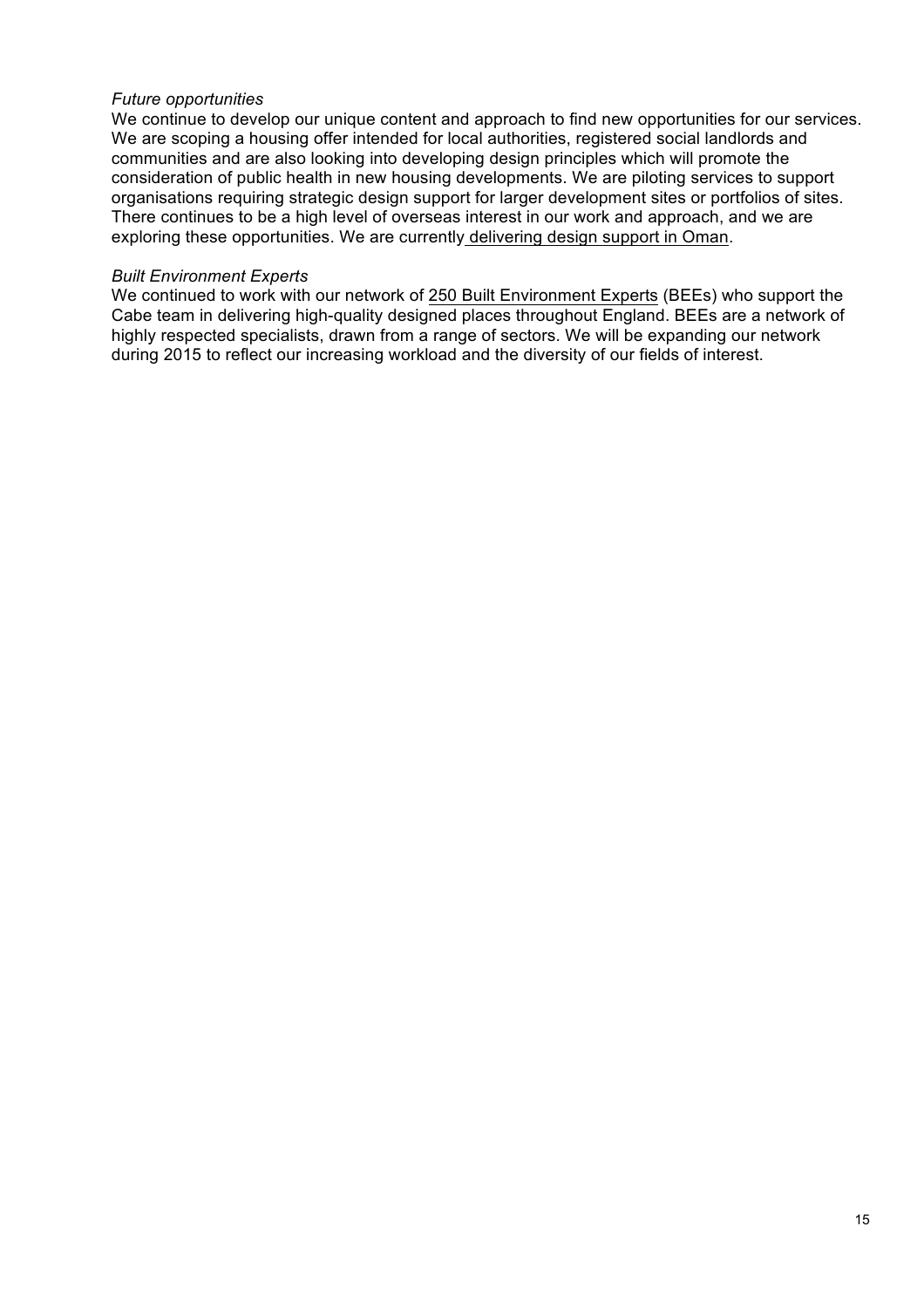*Future opportunities*

We continue to develop our unique content and approach to find new opportunities for our services. We are scoping a housing offer intended for local authorities, registered social landlords and communities and are also looking into developing design principles which will promote the consideration of public health in new housing developments. We are piloting services to support organisations requiring strategic design support for larger development sites or portfolios of sites. There continues to be a high level of overseas interest in our work and approach, and we are exploring these opportunities. We are currently delivering design support in Oman.

*Built Environment Experts*

We continued to work with our network of 250 Built Environment Experts (BEEs) who support the Cabe team in delivering high-quality designed places throughout England. BEEs are a network of highly respected specialists, drawn from a range of sectors. We will be expanding our network during 2015 to reflect our increasing workload and the diversity of our fields of interest.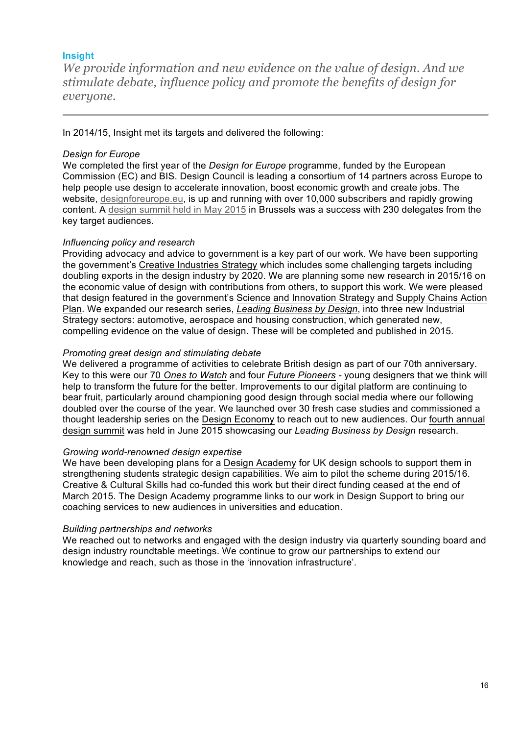## Insight

*We provide information and new evidence on the value of design. And we stimulate debate, influence policy and promote the benefits of design for everyone.*

---

In 2014/15, Insight met its targets and delivered the following:

*Design for Europe*
We completed the first year of the *Design for Europe* programme, funded by the European Commission (EC) and BIS. Design Council is leading a consortium of 14 partners across Europe to help people use design to accelerate innovation, boost economic growth and create jobs. The website, designforeurope.eu, is up and running with over 10,000 subscribers and rapidly growing content. A design summit held in May 2015 in Brussels was a success with 230 delegates from the key target audiences.

*Influencing policy and research*
Providing advocacy and advice to government is a key part of our work. We have been supporting the government's Creative Industries Strategy which includes some challenging targets including doubling exports in the design industry by 2020. We are planning some new research in 2015/16 on the economic value of design with contributions from others, to support this work. We were pleased that design featured in the government's Science and Innovation Strategy and Supply Chains Action Plan. We expanded our research series, *Leading Business by Design*, into three new Industrial Strategy sectors: automotive, aerospace and housing construction, which generated new, compelling evidence on the value of design. These will be completed and published in 2015.

*Promoting great design and stimulating debate*
We delivered a programme of activities to celebrate British design as part of our 70th anniversary. Key to this were our 70 *Ones to Watch* and four *Future Pioneers* - young designers that we think will help to transform the future for the better. Improvements to our digital platform are continuing to bear fruit, particularly around championing good design through social media where our following doubled over the course of the year. We launched over 30 fresh case studies and commissioned a thought leadership series on the Design Economy to reach out to new audiences. Our fourth annual design summit was held in June 2015 showcasing our *Leading Business by Design* research.

*Growing world-renowned design expertise*
We have been developing plans for a Design Academy for UK design schools to support them in strengthening students strategic design capabilities. We aim to pilot the scheme during 2015/16. Creative & Cultural Skills had co-funded this work but their direct funding ceased at the end of March 2015. The Design Academy programme links to our work in Design Support to bring our coaching services to new audiences in universities and education.

*Building partnerships and networks*
We reached out to networks and engaged with the design industry via quarterly sounding board and design industry roundtable meetings. We continue to grow our partnerships to extend our knowledge and reach, such as those in the 'innovation infrastructure'.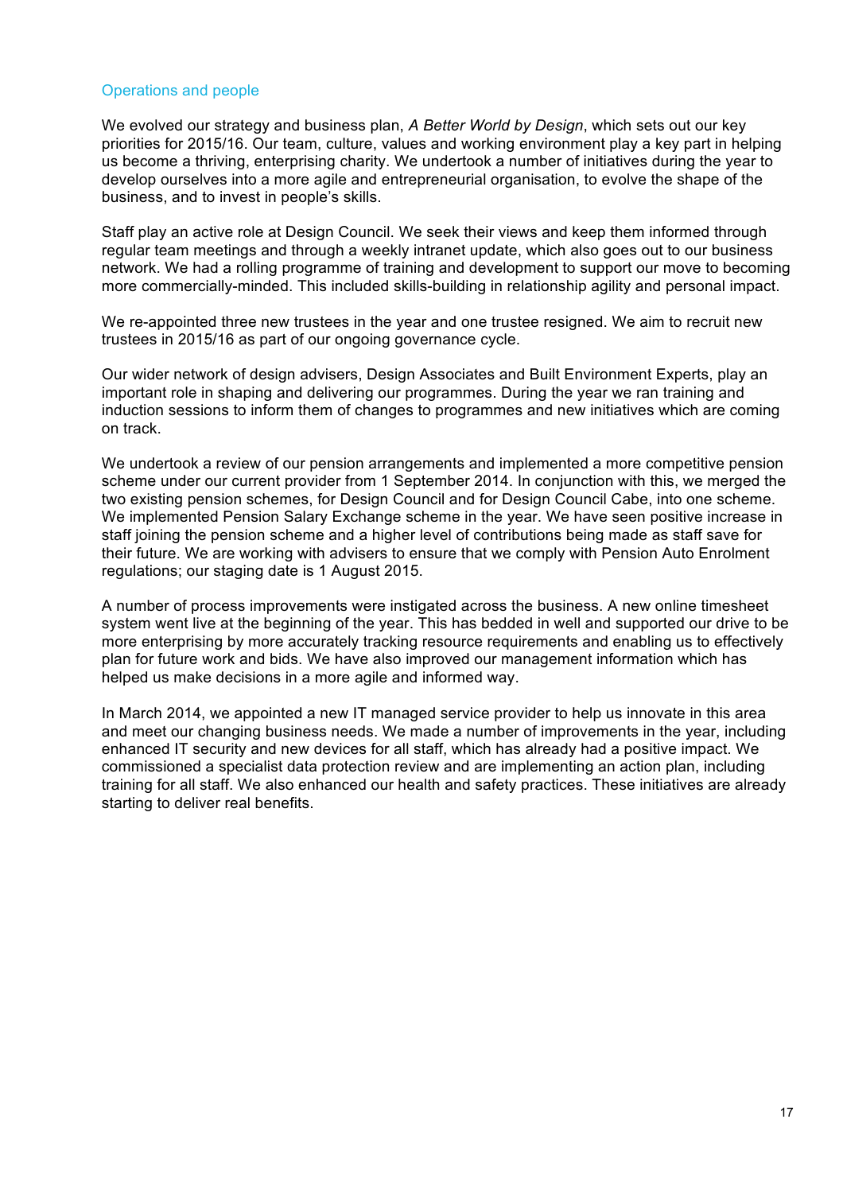## Operations and people

We evolved our strategy and business plan, *A Better World by Design*, which sets out our key priorities for 2015/16. Our team, culture, values and working environment play a key part in helping us become a thriving, enterprising charity. We undertook a number of initiatives during the year to develop ourselves into a more agile and entrepreneurial organisation, to evolve the shape of the business, and to invest in people's skills.

Staff play an active role at Design Council. We seek their views and keep them informed through regular team meetings and through a weekly intranet update, which also goes out to our business network. We had a rolling programme of training and development to support our move to becoming more commercially-minded. This included skills-building in relationship agility and personal impact.

We re-appointed three new trustees in the year and one trustee resigned. We aim to recruit new trustees in 2015/16 as part of our ongoing governance cycle.

Our wider network of design advisers, Design Associates and Built Environment Experts, play an important role in shaping and delivering our programmes. During the year we ran training and induction sessions to inform them of changes to programmes and new initiatives which are coming on track.

We undertook a review of our pension arrangements and implemented a more competitive pension scheme under our current provider from 1 September 2014. In conjunction with this, we merged the two existing pension schemes, for Design Council and for Design Council Cabe, into one scheme. We implemented Pension Salary Exchange scheme in the year. We have seen positive increase in staff joining the pension scheme and a higher level of contributions being made as staff save for their future. We are working with advisers to ensure that we comply with Pension Auto Enrolment regulations; our staging date is 1 August 2015.

A number of process improvements were instigated across the business. A new online timesheet system went live at the beginning of the year. This has bedded in well and supported our drive to be more enterprising by more accurately tracking resource requirements and enabling us to effectively plan for future work and bids. We have also improved our management information which has helped us make decisions in a more agile and informed way.

In March 2014, we appointed a new IT managed service provider to help us innovate in this area and meet our changing business needs. We made a number of improvements in the year, including enhanced IT security and new devices for all staff, which has already had a positive impact. We commissioned a specialist data protection review and are implementing an action plan, including training for all staff. We also enhanced our health and safety practices. These initiatives are already starting to deliver real benefits.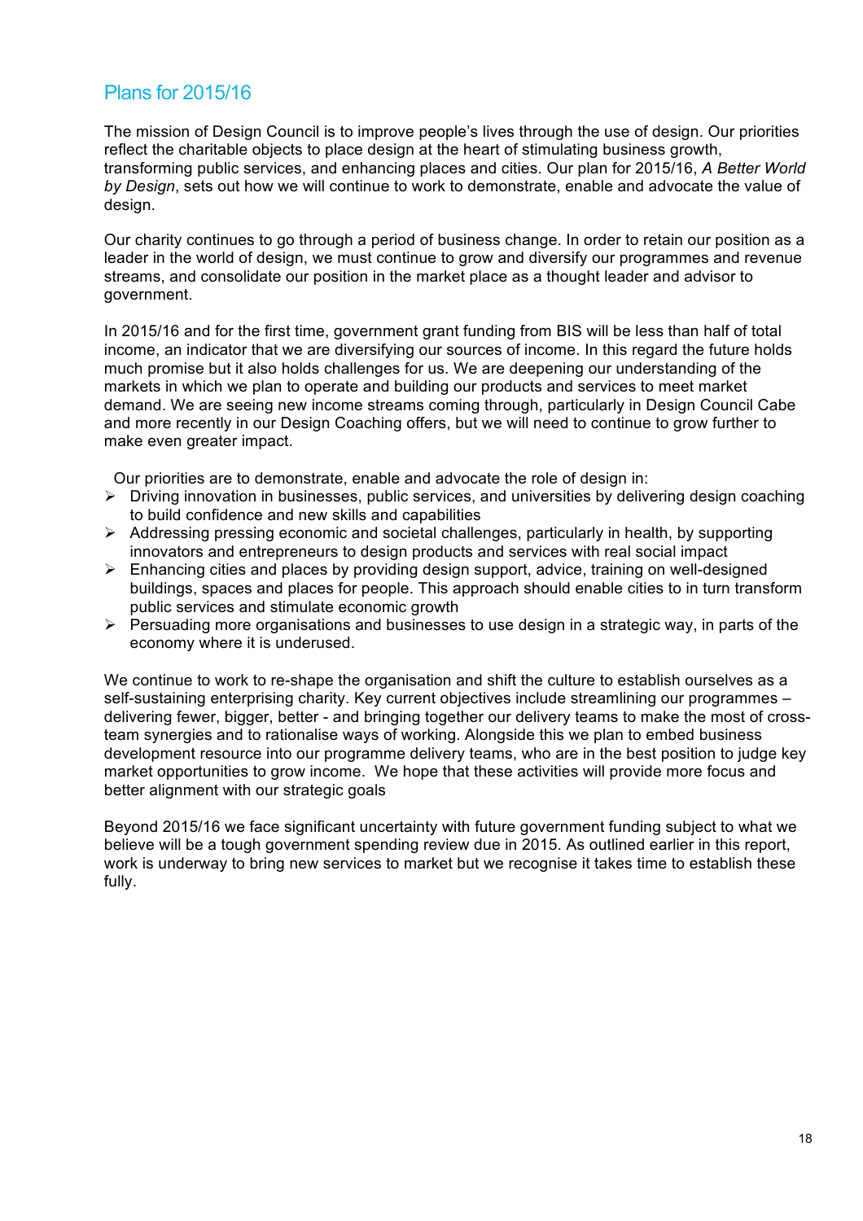## Plans for 2015/16

The mission of Design Council is to improve people's lives through the use of design. Our priorities reflect the charitable objects to place design at the heart of stimulating business growth, transforming public services, and enhancing places and cities. Our plan for 2015/16, *A Better World by Design*, sets out how we will continue to work to demonstrate, enable and advocate the value of design.

Our charity continues to go through a period of business change. In order to retain our position as a leader in the world of design, we must continue to grow and diversify our programmes and revenue streams, and consolidate our position in the market place as a thought leader and advisor to government.

In 2015/16 and for the first time, government grant funding from BIS will be less than half of total income, an indicator that we are diversifying our sources of income. In this regard the future holds much promise but it also holds challenges for us. We are deepening our understanding of the markets in which we plan to operate and building our products and services to meet market demand. We are seeing new income streams coming through, particularly in Design Council Cabe and more recently in our Design Coaching offers, but we will need to continue to grow further to make even greater impact.

Our priorities are to demonstrate, enable and advocate the role of design in:

- Driving innovation in businesses, public services, and universities by delivering design coaching to build confidence and new skills and capabilities
- Addressing pressing economic and societal challenges, particularly in health, by supporting innovators and entrepreneurs to design products and services with real social impact
- Enhancing cities and places by providing design support, advice, training on well-designed buildings, spaces and places for people. This approach should enable cities to in turn transform public services and stimulate economic growth
- Persuading more organisations and businesses to use design in a strategic way, in parts of the economy where it is underused.

We continue to work to re-shape the organisation and shift the culture to establish ourselves as a self-sustaining enterprising charity. Key current objectives include streamlining our programmes – delivering fewer, bigger, better - and bringing together our delivery teams to make the most of cross-team synergies and to rationalise ways of working. Alongside this we plan to embed business development resource into our programme delivery teams, who are in the best position to judge key market opportunities to grow income. We hope that these activities will provide more focus and better alignment with our strategic goals

Beyond 2015/16 we face significant uncertainty with future government funding subject to what we believe will be a tough government spending review due in 2015. As outlined earlier in this report, work is underway to bring new services to market but we recognise it takes time to establish these fully.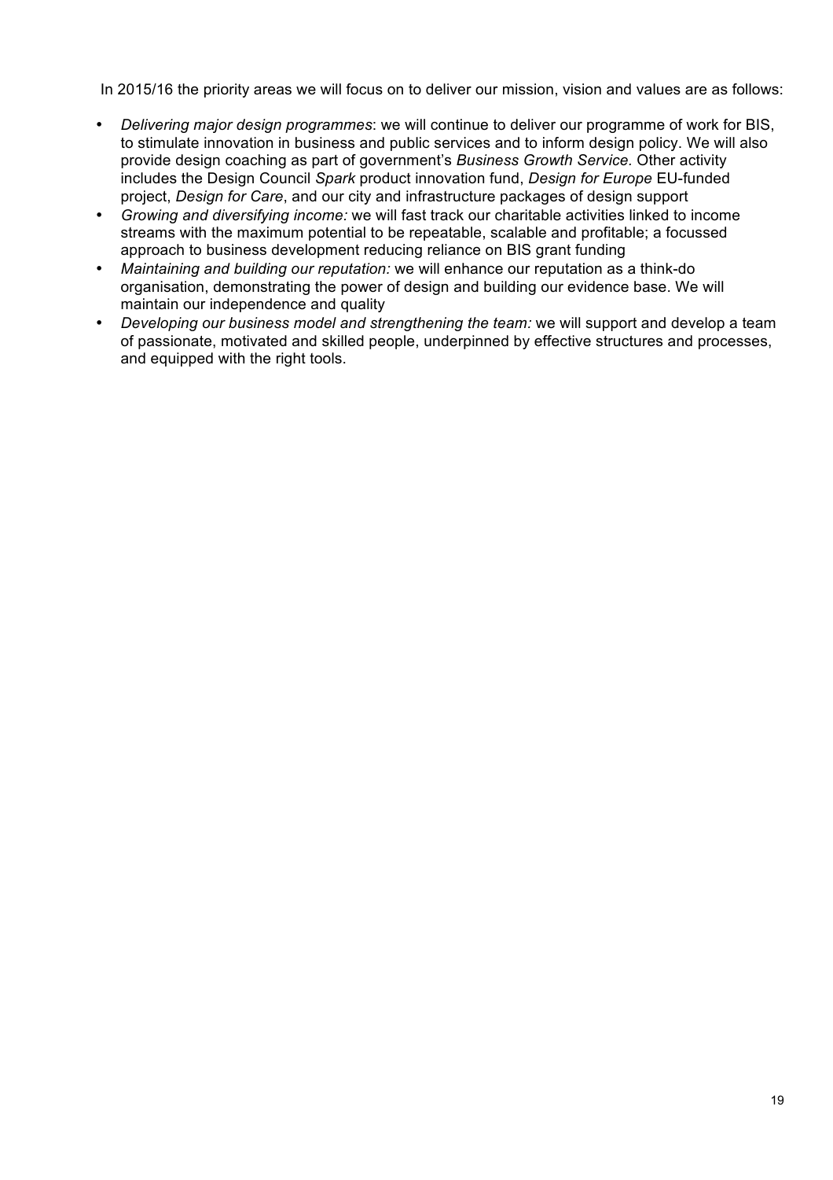In 2015/16 the priority areas we will focus on to deliver our mission, vision and values are as follows:

- *Delivering major design programmes*: we will continue to deliver our programme of work for BIS, to stimulate innovation in business and public services and to inform design policy. We will also provide design coaching as part of government's *Business Growth Service.* Other activity includes the Design Council *Spark* product innovation fund, *Design for Europe* EU-funded project, *Design for Care*, and our city and infrastructure packages of design support
- *Growing and diversifying income:* we will fast track our charitable activities linked to income streams with the maximum potential to be repeatable, scalable and profitable; a focussed approach to business development reducing reliance on BIS grant funding
- *Maintaining and building our reputation:* we will enhance our reputation as a think-do organisation, demonstrating the power of design and building our evidence base. We will maintain our independence and quality
- *Developing our business model and strengthening the team:* we will support and develop a team of passionate, motivated and skilled people, underpinned by effective structures and processes, and equipped with the right tools.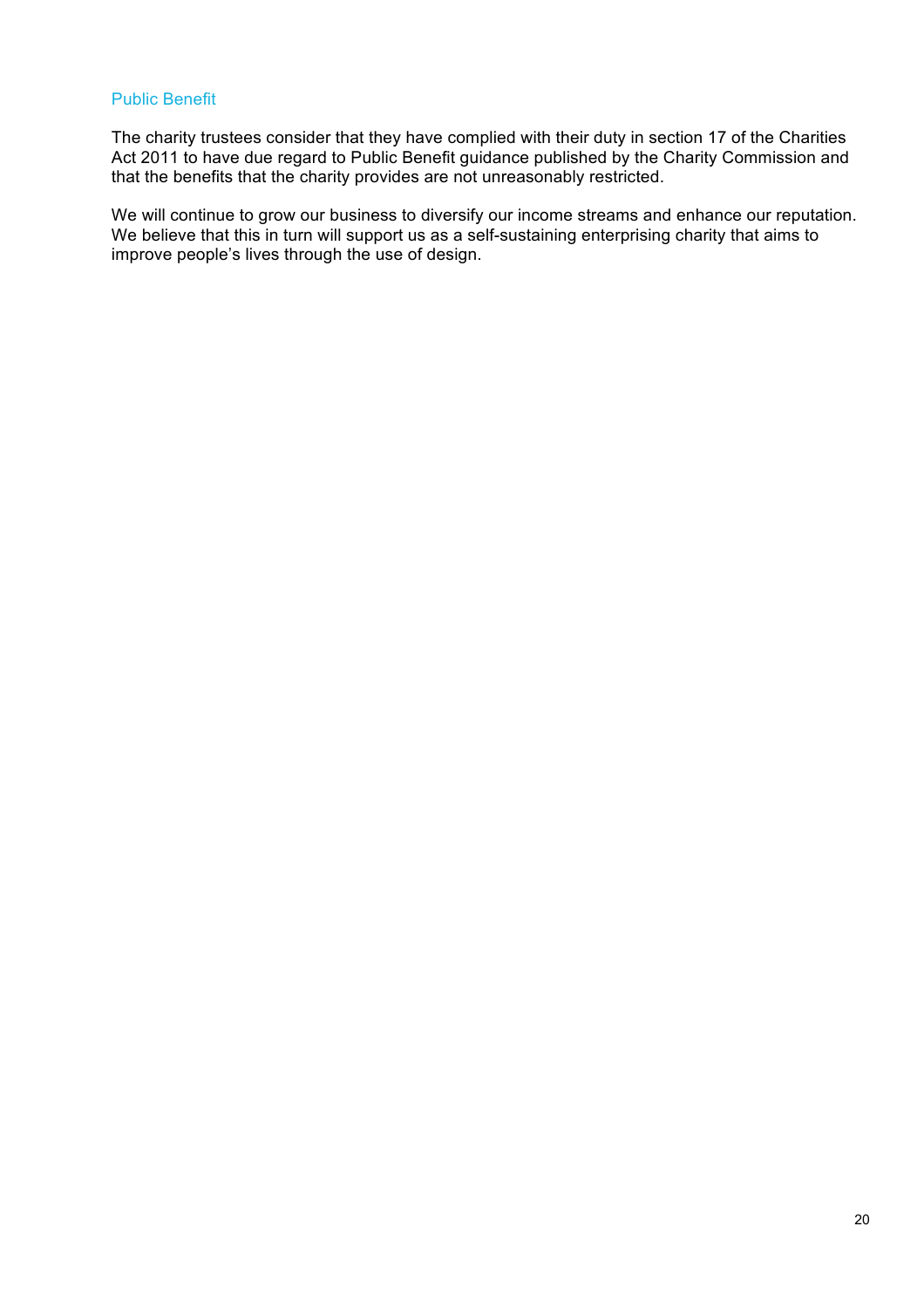## Public Benefit

The charity trustees consider that they have complied with their duty in section 17 of the Charities Act 2011 to have due regard to Public Benefit guidance published by the Charity Commission and that the benefits that the charity provides are not unreasonably restricted.

We will continue to grow our business to diversify our income streams and enhance our reputation. We believe that this in turn will support us as a self-sustaining enterprising charity that aims to improve people's lives through the use of design.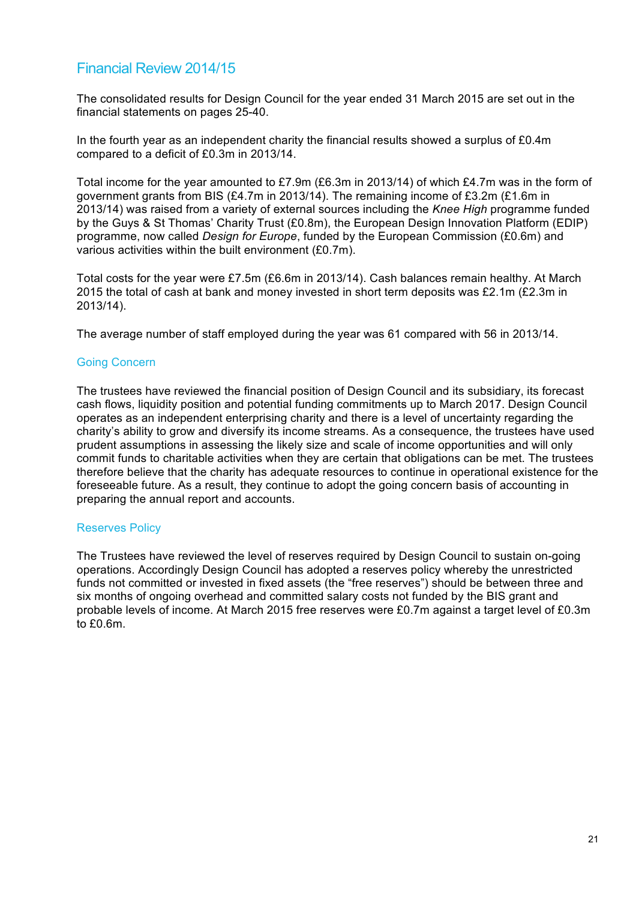## Financial Review 2014/15

The consolidated results for Design Council for the year ended 31 March 2015 are set out in the financial statements on pages 25-40.

In the fourth year as an independent charity the financial results showed a surplus of £0.4m compared to a deficit of £0.3m in 2013/14.

Total income for the year amounted to £7.9m (£6.3m in 2013/14) of which £4.7m was in the form of government grants from BIS (£4.7m in 2013/14). The remaining income of £3.2m (£1.6m in 2013/14) was raised from a variety of external sources including the *Knee High* programme funded by the Guys & St Thomas' Charity Trust (£0.8m), the European Design Innovation Platform (EDIP) programme, now called *Design for Europe*, funded by the European Commission (£0.6m) and various activities within the built environment (£0.7m).

Total costs for the year were £7.5m (£6.6m in 2013/14). Cash balances remain healthy. At March 2015 the total of cash at bank and money invested in short term deposits was £2.1m (£2.3m in 2013/14).

The average number of staff employed during the year was 61 compared with 56 in 2013/14.

### Going Concern

The trustees have reviewed the financial position of Design Council and its subsidiary, its forecast cash flows, liquidity position and potential funding commitments up to March 2017. Design Council operates as an independent enterprising charity and there is a level of uncertainty regarding the charity's ability to grow and diversify its income streams. As a consequence, the trustees have used prudent assumptions in assessing the likely size and scale of income opportunities and will only commit funds to charitable activities when they are certain that obligations can be met. The trustees therefore believe that the charity has adequate resources to continue in operational existence for the foreseeable future. As a result, they continue to adopt the going concern basis of accounting in preparing the annual report and accounts.

### Reserves Policy

The Trustees have reviewed the level of reserves required by Design Council to sustain on-going operations. Accordingly Design Council has adopted a reserves policy whereby the unrestricted funds not committed or invested in fixed assets (the "free reserves") should be between three and six months of ongoing overhead and committed salary costs not funded by the BIS grant and probable levels of income. At March 2015 free reserves were £0.7m against a target level of £0.3m to £0.6m.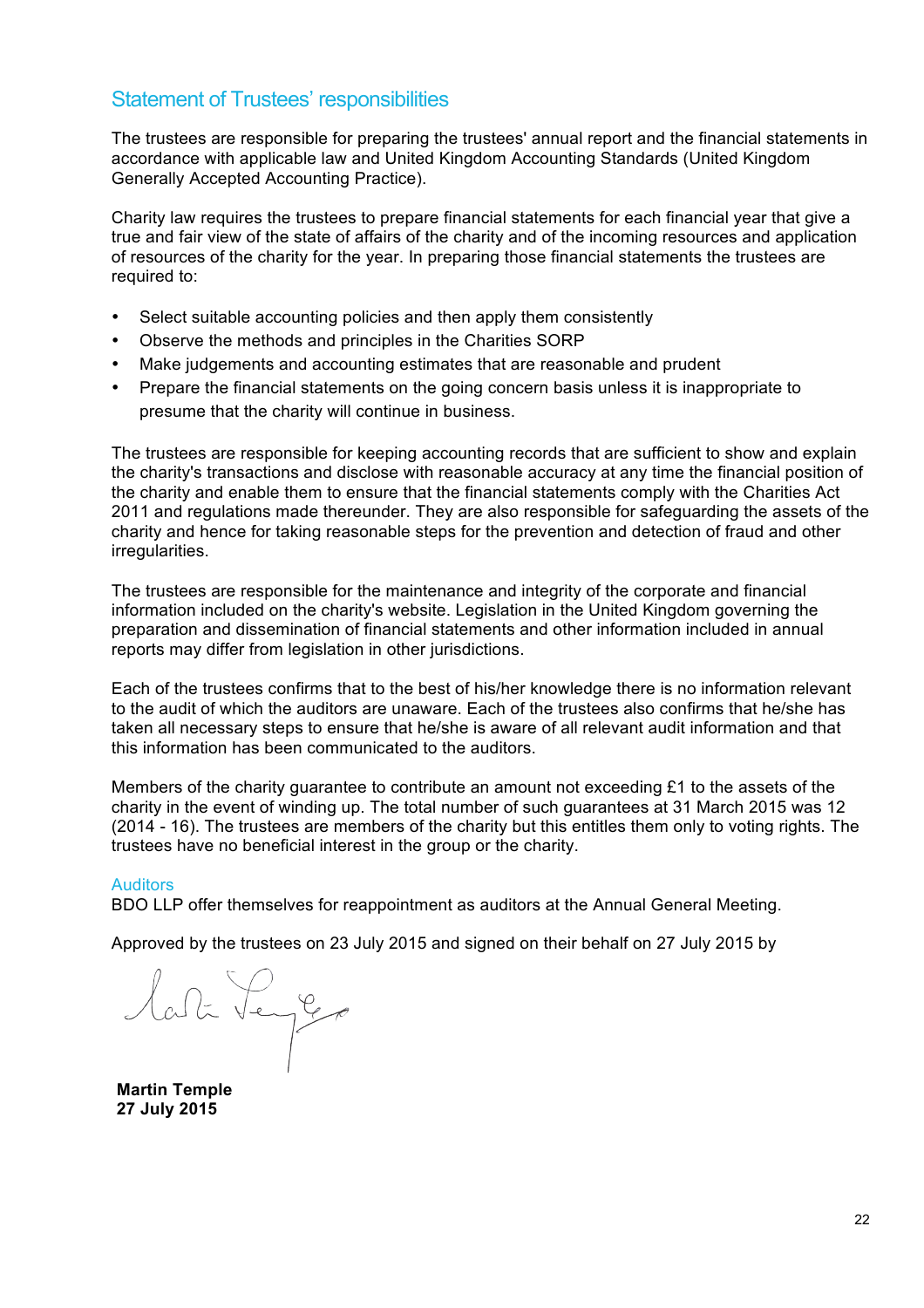## Statement of Trustees' responsibilities

The trustees are responsible for preparing the trustees' annual report and the financial statements in accordance with applicable law and United Kingdom Accounting Standards (United Kingdom Generally Accepted Accounting Practice).

Charity law requires the trustees to prepare financial statements for each financial year that give a true and fair view of the state of affairs of the charity and of the incoming resources and application of resources of the charity for the year. In preparing those financial statements the trustees are required to:

- Select suitable accounting policies and then apply them consistently
- Observe the methods and principles in the Charities SORP
- Make judgements and accounting estimates that are reasonable and prudent
- Prepare the financial statements on the going concern basis unless it is inappropriate to presume that the charity will continue in business.

The trustees are responsible for keeping accounting records that are sufficient to show and explain the charity's transactions and disclose with reasonable accuracy at any time the financial position of the charity and enable them to ensure that the financial statements comply with the Charities Act 2011 and regulations made thereunder. They are also responsible for safeguarding the assets of the charity and hence for taking reasonable steps for the prevention and detection of fraud and other irregularities.

The trustees are responsible for the maintenance and integrity of the corporate and financial information included on the charity's website. Legislation in the United Kingdom governing the preparation and dissemination of financial statements and other information included in annual reports may differ from legislation in other jurisdictions.

Each of the trustees confirms that to the best of his/her knowledge there is no information relevant to the audit of which the auditors are unaware. Each of the trustees also confirms that he/she has taken all necessary steps to ensure that he/she is aware of all relevant audit information and that this information has been communicated to the auditors.

Members of the charity guarantee to contribute an amount not exceeding £1 to the assets of the charity in the event of winding up. The total number of such guarantees at 31 March 2015 was 12 (2014 - 16). The trustees are members of the charity but this entitles them only to voting rights. The trustees have no beneficial interest in the group or the charity.

### Auditors

BDO LLP offer themselves for reappointment as auditors at the Annual General Meeting.

Approved by the trustees on 23 July 2015 and signed on their behalf on 27 July 2015 by

**Martin Temple**
**27 July 2015**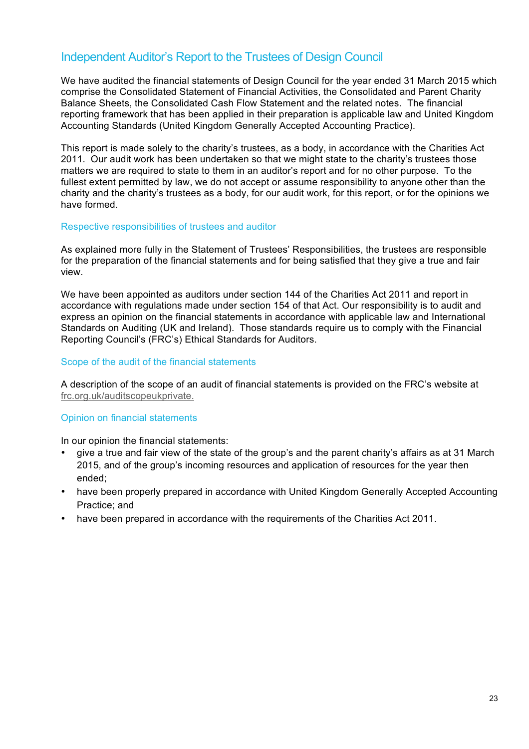## Independent Auditor's Report to the Trustees of Design Council

We have audited the financial statements of Design Council for the year ended 31 March 2015 which comprise the Consolidated Statement of Financial Activities, the Consolidated and Parent Charity Balance Sheets, the Consolidated Cash Flow Statement and the related notes. The financial reporting framework that has been applied in their preparation is applicable law and United Kingdom Accounting Standards (United Kingdom Generally Accepted Accounting Practice).

This report is made solely to the charity's trustees, as a body, in accordance with the Charities Act 2011. Our audit work has been undertaken so that we might state to the charity's trustees those matters we are required to state to them in an auditor's report and for no other purpose. To the fullest extent permitted by law, we do not accept or assume responsibility to anyone other than the charity and the charity's trustees as a body, for our audit work, for this report, or for the opinions we have formed.

### Respective responsibilities of trustees and auditor

As explained more fully in the Statement of Trustees' Responsibilities, the trustees are responsible for the preparation of the financial statements and for being satisfied that they give a true and fair view.

We have been appointed as auditors under section 144 of the Charities Act 2011 and report in accordance with regulations made under section 154 of that Act. Our responsibility is to audit and express an opinion on the financial statements in accordance with applicable law and International Standards on Auditing (UK and Ireland). Those standards require us to comply with the Financial Reporting Council's (FRC's) Ethical Standards for Auditors.

### Scope of the audit of the financial statements

A description of the scope of an audit of financial statements is provided on the FRC's website at frc.org.uk/auditscopeukprivate.

### Opinion on financial statements

In our opinion the financial statements:

- give a true and fair view of the state of the group's and the parent charity's affairs as at 31 March 2015, and of the group's incoming resources and application of resources for the year then ended;
- have been properly prepared in accordance with United Kingdom Generally Accepted Accounting Practice; and
- have been prepared in accordance with the requirements of the Charities Act 2011.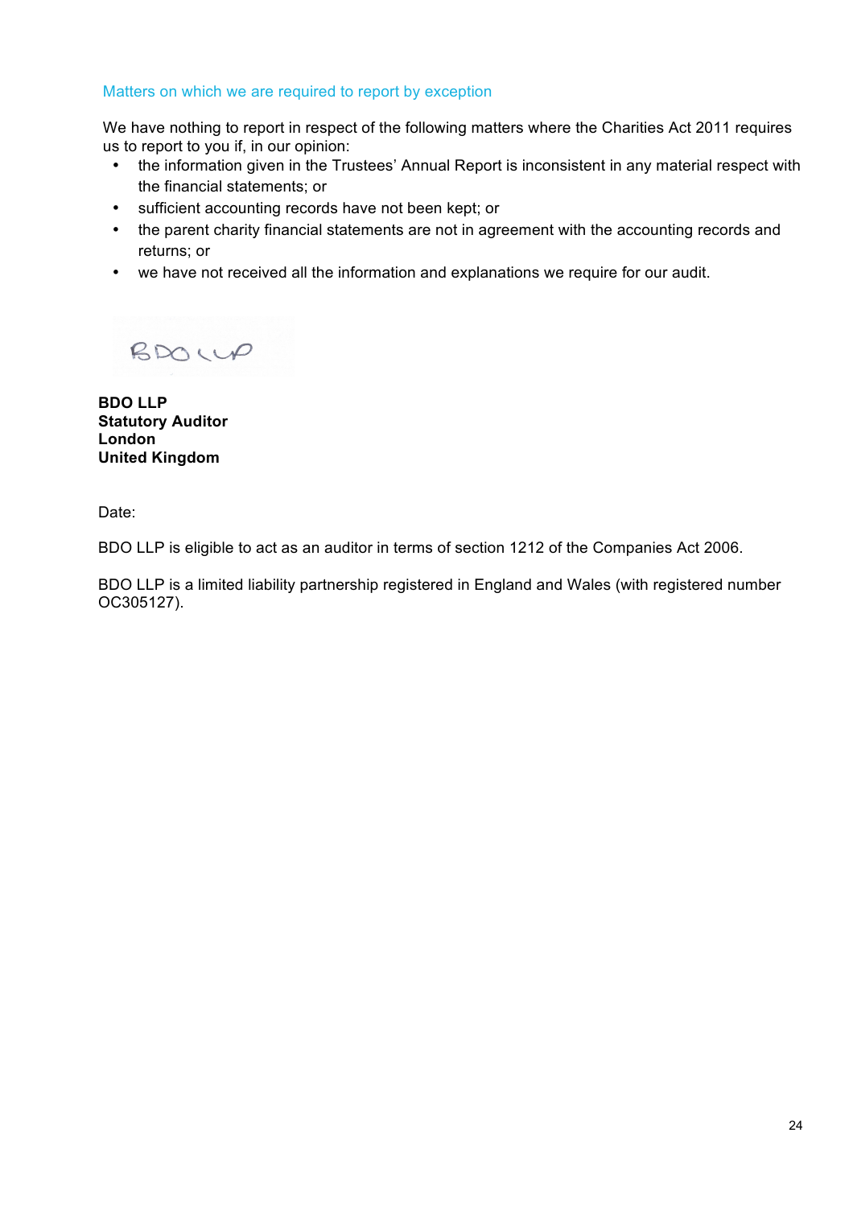### Matters on which we are required to report by exception

We have nothing to report in respect of the following matters where the Charities Act 2011 requires us to report to you if, in our opinion:

- the information given in the Trustees' Annual Report is inconsistent in any material respect with the financial statements; or
- sufficient accounting records have not been kept; or
- the parent charity financial statements are not in agreement with the accounting records and returns; or
- we have not received all the information and explanations we require for our audit.

BDO LLP

**BDO LLP**
**Statutory Auditor**
**London**
**United Kingdom**

Date:

BDO LLP is eligible to act as an auditor in terms of section 1212 of the Companies Act 2006.

BDO LLP is a limited liability partnership registered in England and Wales (with registered number OC305127).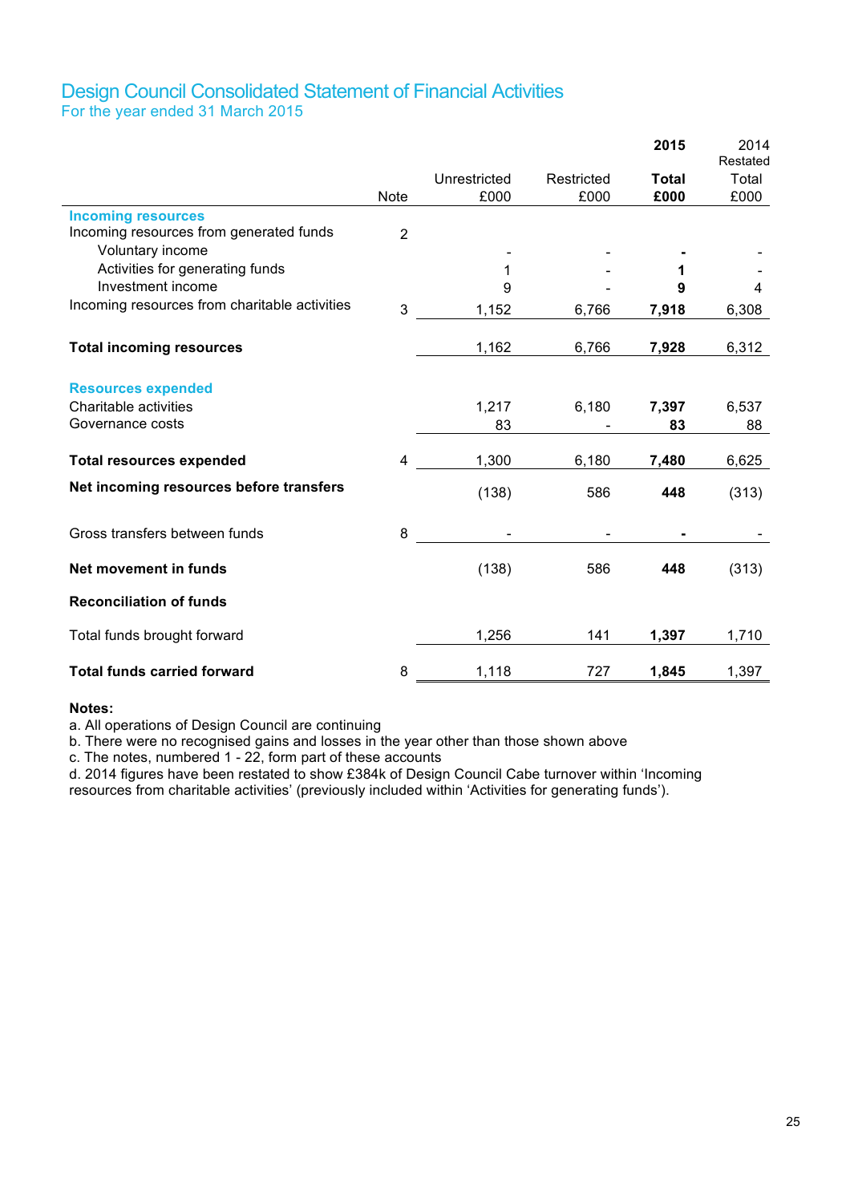# Design Council Consolidated Statement of Financial Activities

For the year ended 31 March 2015

| | Note | Unrestricted £000 | Restricted £000 | 2015 Total £000 | 2014 Restated Total £000 |
|---|---|---|---|---|---|
| **Incoming resources** | | | | | |
| Incoming resources from generated funds | 2 | | | | |
| Voluntary income | | - | - | **-** | - |
| Activities for generating funds | | 1 | - | **1** | - |
| Investment income | | 9 | - | **9** | 4 |
| Incoming resources from charitable activities | 3 | 1,152 | 6,766 | **7,918** | 6,308 |
| **Total incoming resources** | | 1,162 | 6,766 | **7,928** | 6,312 |
| **Resources expended** | | | | | |
| Charitable activities | | 1,217 | 6,180 | **7,397** | 6,537 |
| Governance costs | | 83 | - | **83** | 88 |
| **Total resources expended** | 4 | 1,300 | 6,180 | **7,480** | 6,625 |
| **Net incoming resources before transfers** | | (138) | 586 | **448** | (313) |
| Gross transfers between funds | 8 | - | - | **-** | - |
| **Net movement in funds** | | (138) | 586 | **448** | (313) |
| **Reconciliation of funds** | | | | | |
| Total funds brought forward | | 1,256 | 141 | **1,397** | 1,710 |
| **Total funds carried forward** | 8 | 1,118 | 727 | **1,845** | 1,397 |

**Notes:**

a. All operations of Design Council are continuing
b. There were no recognised gains and losses in the year other than those shown above
c. The notes, numbered 1 - 22, form part of these accounts
d. 2014 figures have been restated to show £384k of Design Council Cabe turnover within 'Incoming resources from charitable activities' (previously included within 'Activities for generating funds').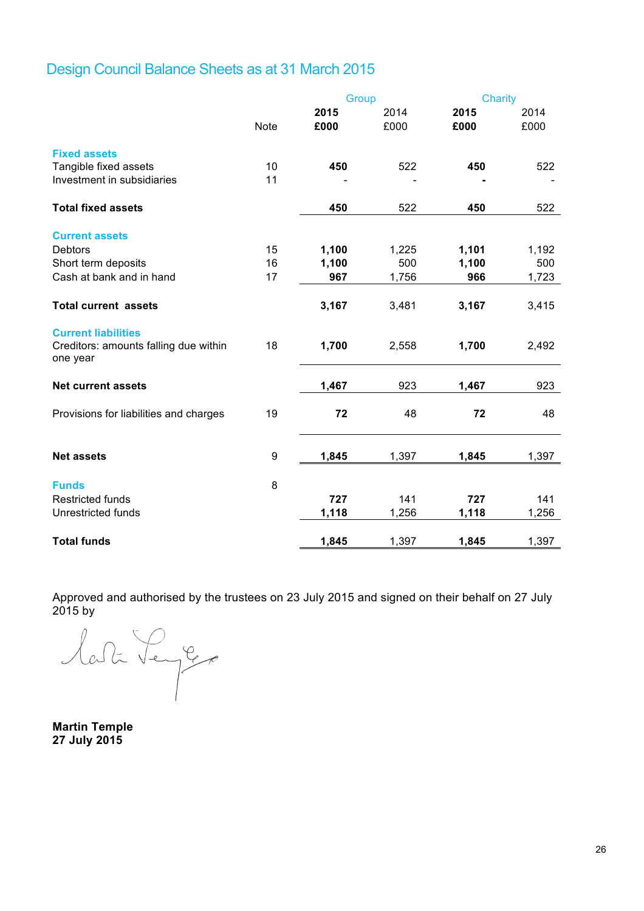# Design Council Balance Sheets as at 31 March 2015

| | Note | Group 2015 £000 | Group 2014 £000 | Charity 2015 £000 | Charity 2014 £000 |
|---|---|---|---|---|---|
| **Fixed assets** | | | | | |
| Tangible fixed assets | 10 | **450** | 522 | **450** | 522 |
| Investment in subsidiaries | 11 | - | - | **-** | - |
| **Total fixed assets** | | **450** | 522 | **450** | 522 |
| **Current assets** | | | | | |
| Debtors | 15 | **1,100** | 1,225 | **1,101** | 1,192 |
| Short term deposits | 16 | **1,100** | 500 | **1,100** | 500 |
| Cash at bank and in hand | 17 | **967** | 1,756 | **966** | 1,723 |
| **Total current assets** | | **3,167** | 3,481 | **3,167** | 3,415 |
| **Current liabilities** | | | | | |
| Creditors: amounts falling due within one year | 18 | **1,700** | 2,558 | **1,700** | 2,492 |
| **Net current assets** | | **1,467** | 923 | **1,467** | 923 |
| Provisions for liabilities and charges | 19 | **72** | 48 | **72** | 48 |
| **Net assets** | 9 | **1,845** | 1,397 | **1,845** | 1,397 |
| **Funds** | 8 | | | | |
| Restricted funds | | **727** | 141 | **727** | 141 |
| Unrestricted funds | | **1,118** | 1,256 | **1,118** | 1,256 |
| **Total funds** | | **1,845** | 1,397 | **1,845** | 1,397 |

Approved and authorised by the trustees on 23 July 2015 and signed on their behalf on 27 July 2015 by

**Martin Temple**
**27 July 2015**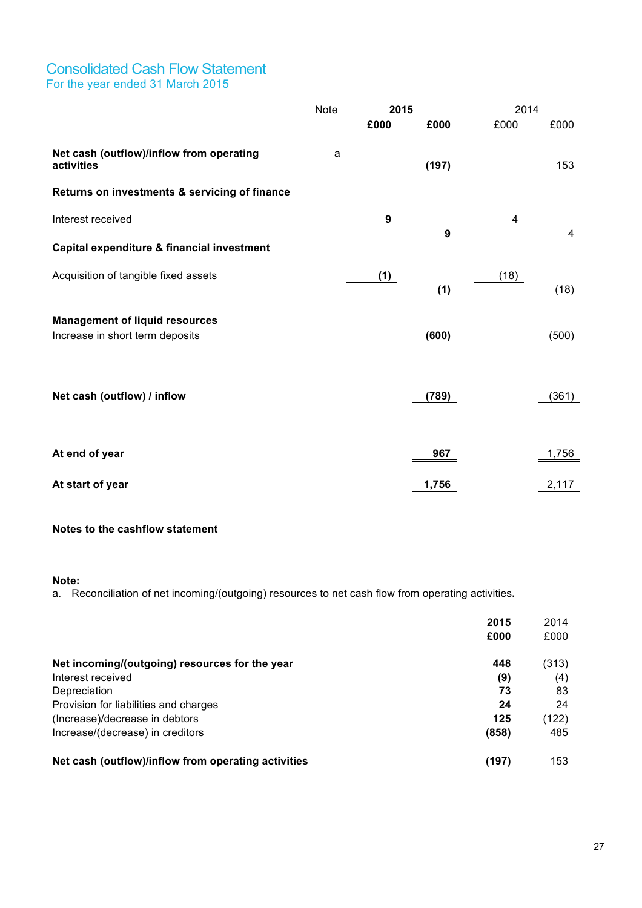# Consolidated Cash Flow Statement
For the year ended 31 March 2015

| | Note | 2015 | | 2014 | |
|---|---|---|---|---|---|
| | | **£000** | **£000** | £000 | £000 |
| **Net cash (outflow)/inflow from operating activities** | a | | **(197)** | | 153 |
| **Returns on investments & servicing of finance** | | | | | |
| Interest received | | **9** | **9** | 4 | 4 |
| **Capital expenditure & financial investment** | | | | | |
| Acquisition of tangible fixed assets | | **(1)** | **(1)** | (18) | (18) |
| **Management of liquid resources** | | | | | |
| Increase in short term deposits | | | **(600)** | | (500) |
| **Net cash (outflow) / inflow** | | | **(789)** | | (361) |
| **At end of year** | | | **967** | | 1,756 |
| **At start of year** | | | **1,756** | | 2,117 |

**Notes to the cashflow statement**

**Note:**

a. Reconciliation of net incoming/(outgoing) resources to net cash flow from operating activities.

| | 2015 | 2014 |
|---|---|---|
| | **£000** | £000 |
| **Net incoming/(outgoing) resources for the year** | **448** | (313) |
| Interest received | **(9)** | (4) |
| Depreciation | **73** | 83 |
| Provision for liabilities and charges | **24** | 24 |
| (Increase)/decrease in debtors | **125** | (122) |
| Increase/(decrease) in creditors | **(858)** | 485 |
| **Net cash (outflow)/inflow from operating activities** | **(197)** | 153 |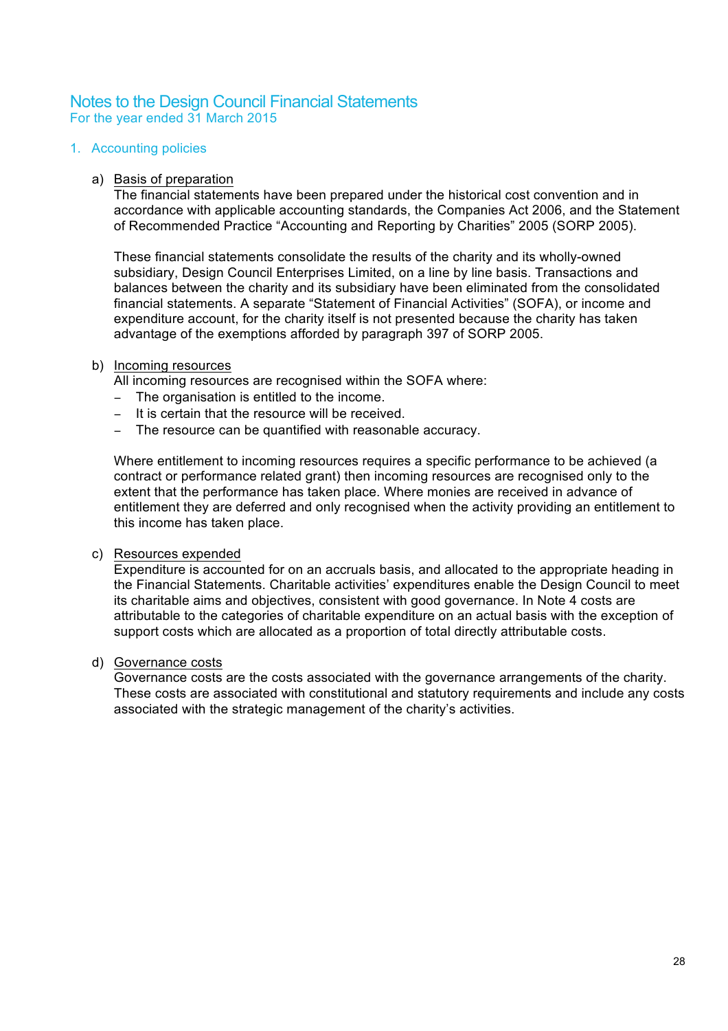# Notes to the Design Council Financial Statements

For the year ended 31 March 2015

## 1. Accounting policies

a) <u>Basis of preparation</u>

The financial statements have been prepared under the historical cost convention and in accordance with applicable accounting standards, the Companies Act 2006, and the Statement of Recommended Practice "Accounting and Reporting by Charities" 2005 (SORP 2005).

These financial statements consolidate the results of the charity and its wholly-owned subsidiary, Design Council Enterprises Limited, on a line by line basis. Transactions and balances between the charity and its subsidiary have been eliminated from the consolidated financial statements. A separate "Statement of Financial Activities" (SOFA), or income and expenditure account, for the charity itself is not presented because the charity has taken advantage of the exemptions afforded by paragraph 397 of SORP 2005.

b) <u>Incoming resources</u>

All incoming resources are recognised within the SOFA where:

- The organisation is entitled to the income.
- It is certain that the resource will be received.
- The resource can be quantified with reasonable accuracy.

Where entitlement to incoming resources requires a specific performance to be achieved (a contract or performance related grant) then incoming resources are recognised only to the extent that the performance has taken place. Where monies are received in advance of entitlement they are deferred and only recognised when the activity providing an entitlement to this income has taken place.

c) <u>Resources expended</u>

Expenditure is accounted for on an accruals basis, and allocated to the appropriate heading in the Financial Statements. Charitable activities' expenditures enable the Design Council to meet its charitable aims and objectives, consistent with good governance. In Note 4 costs are attributable to the categories of charitable expenditure on an actual basis with the exception of support costs which are allocated as a proportion of total directly attributable costs.

d) <u>Governance costs</u>

Governance costs are the costs associated with the governance arrangements of the charity. These costs are associated with constitutional and statutory requirements and include any costs associated with the strategic management of the charity's activities.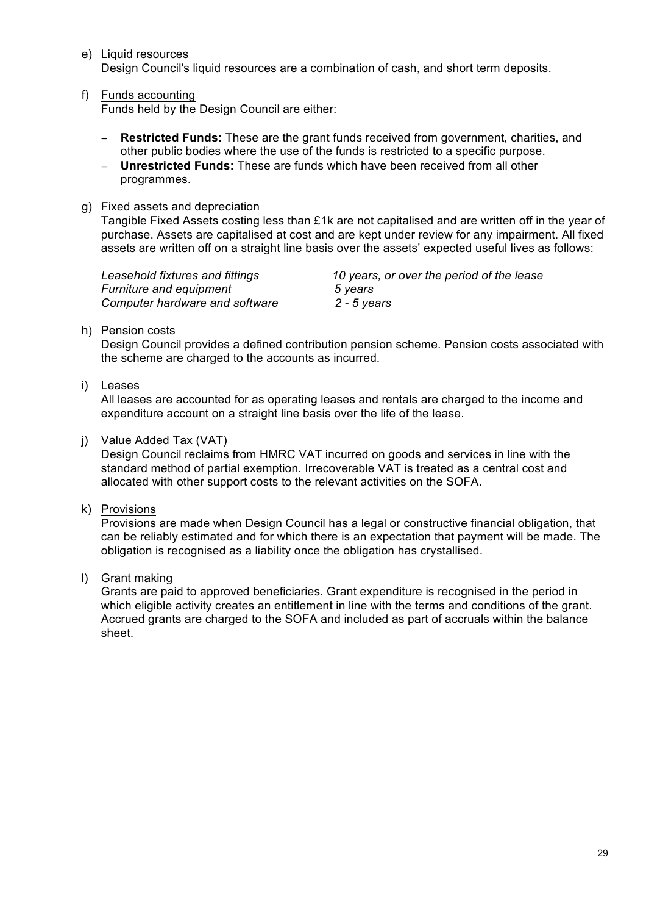e) Liquid resources
   Design Council's liquid resources are a combination of cash, and short term deposits.

f) Funds accounting
   Funds held by the Design Council are either:

   - **Restricted Funds:** These are the grant funds received from government, charities, and other public bodies where the use of the funds is restricted to a specific purpose.
   - **Unrestricted Funds:** These are funds which have been received from all other programmes.

g) Fixed assets and depreciation
   Tangible Fixed Assets costing less than £1k are not capitalised and are written off in the year of purchase. Assets are capitalised at cost and are kept under review for any impairment. All fixed assets are written off on a straight line basis over the assets' expected useful lives as follows:

| | |
|---|---|
| *Leasehold fixtures and fittings* | *10 years, or over the period of the lease* |
| *Furniture and equipment* | *5 years* |
| *Computer hardware and software* | *2 - 5 years* |

h) Pension costs
   Design Council provides a defined contribution pension scheme. Pension costs associated with the scheme are charged to the accounts as incurred.

i) Leases
   All leases are accounted for as operating leases and rentals are charged to the income and expenditure account on a straight line basis over the life of the lease.

j) Value Added Tax (VAT)
   Design Council reclaims from HMRC VAT incurred on goods and services in line with the standard method of partial exemption. Irrecoverable VAT is treated as a central cost and allocated with other support costs to the relevant activities on the SOFA.

k) Provisions
   Provisions are made when Design Council has a legal or constructive financial obligation, that can be reliably estimated and for which there is an expectation that payment will be made. The obligation is recognised as a liability once the obligation has crystallised.

l) Grant making
   Grants are paid to approved beneficiaries. Grant expenditure is recognised in the period in which eligible activity creates an entitlement in line with the terms and conditions of the grant. Accrued grants are charged to the SOFA and included as part of accruals within the balance sheet.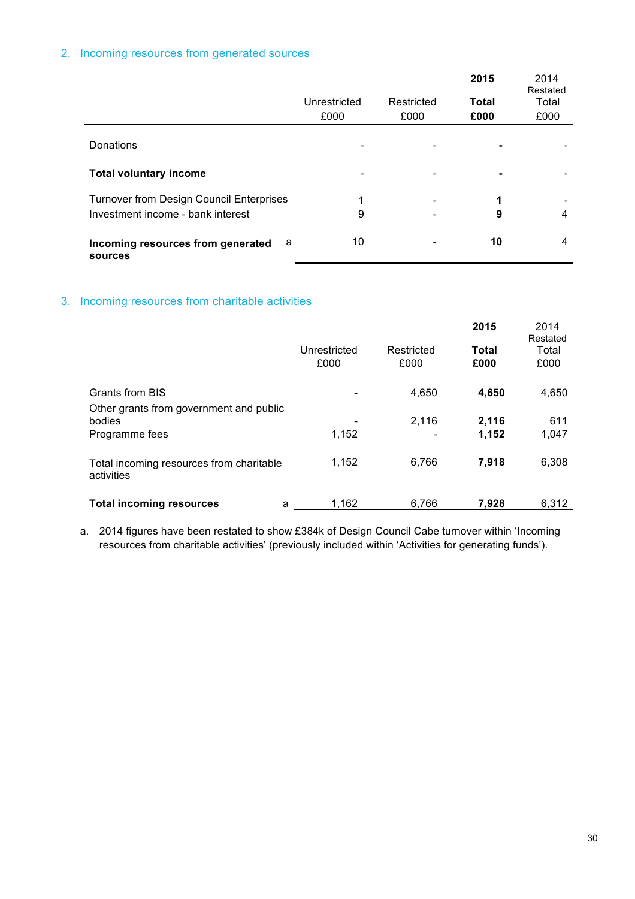## 2. Incoming resources from generated sources

| | | Unrestricted £000 | Restricted £000 | **2015 Total £000** | 2014 Restated Total £000 |
|---|---|---|---|---|---|
| Donations | | - | - | **-** | - |
| **Total voluntary income** | | - | - | **-** | - |
| Turnover from Design Council Enterprises | | 1 | - | **1** | - |
| Investment income - bank interest | | 9 | - | **9** | 4 |
| **Incoming resources from generated sources** | a | 10 | - | **10** | 4 |

## 3. Incoming resources from charitable activities

| | | Unrestricted £000 | Restricted £000 | **2015 Total £000** | 2014 Restated Total £000 |
|---|---|---|---|---|---|
| Grants from BIS | | - | 4,650 | **4,650** | 4,650 |
| Other grants from government and public bodies | | - | 2,116 | **2,116** | 611 |
| Programme fees | | 1,152 | - | **1,152** | 1,047 |
| Total incoming resources from charitable activities | | 1,152 | 6,766 | **7,918** | 6,308 |
| **Total incoming resources** | a | 1,162 | 6,766 | **7,928** | 6,312 |

a. 2014 figures have been restated to show £384k of Design Council Cabe turnover within 'Incoming resources from charitable activities' (previously included within 'Activities for generating funds').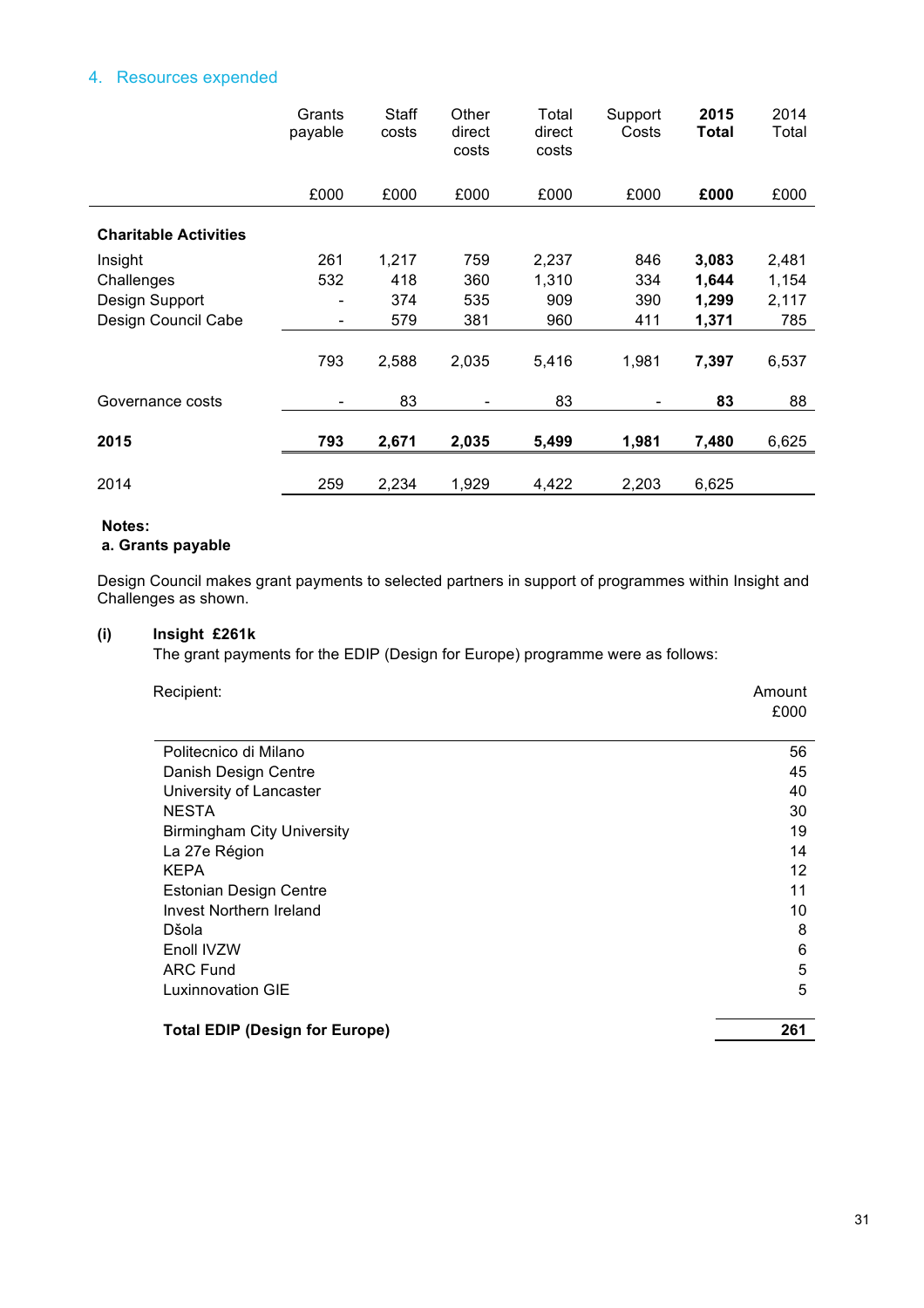## 4. Resources expended

| | Grants payable | Staff costs | Other direct costs | Total direct costs | Support Costs | **2015 Total** | 2014 Total |
|---|---|---|---|---|---|---|---|
| | £000 | £000 | £000 | £000 | £000 | **£000** | £000 |
| **Charitable Activities** | | | | | | | |
| Insight | 261 | 1,217 | 759 | 2,237 | 846 | **3,083** | 2,481 |
| Challenges | 532 | 418 | 360 | 1,310 | 334 | **1,644** | 1,154 |
| Design Support | - | 374 | 535 | 909 | 390 | **1,299** | 2,117 |
| Design Council Cabe | - | 579 | 381 | 960 | 411 | **1,371** | 785 |
| | 793 | 2,588 | 2,035 | 5,416 | 1,981 | **7,397** | 6,537 |
| Governance costs | - | 83 | - | 83 | - | **83** | 88 |
| **2015** | **793** | **2,671** | **2,035** | **5,499** | **1,981** | **7,480** | 6,625 |
| 2014 | 259 | 2,234 | 1,929 | 4,422 | 2,203 | 6,625 | |

**Notes:**

**a. Grants payable**

Design Council makes grant payments to selected partners in support of programmes within Insight and Challenges as shown.

**(i) Insight £261k**

The grant payments for the EDIP (Design for Europe) programme were as follows:

| Recipient: | Amount £000 |
|---|---|
| Politecnico di Milano | 56 |
| Danish Design Centre | 45 |
| University of Lancaster | 40 |
| NESTA | 30 |
| Birmingham City University | 19 |
| La 27e Région | 14 |
| KEPA | 12 |
| Estonian Design Centre | 11 |
| Invest Northern Ireland | 10 |
| Džola | 8 |
| Enoll IVZW | 6 |
| ARC Fund | 5 |
| Luxinnovation GIE | 5 |
| **Total EDIP (Design for Europe)** | **261** |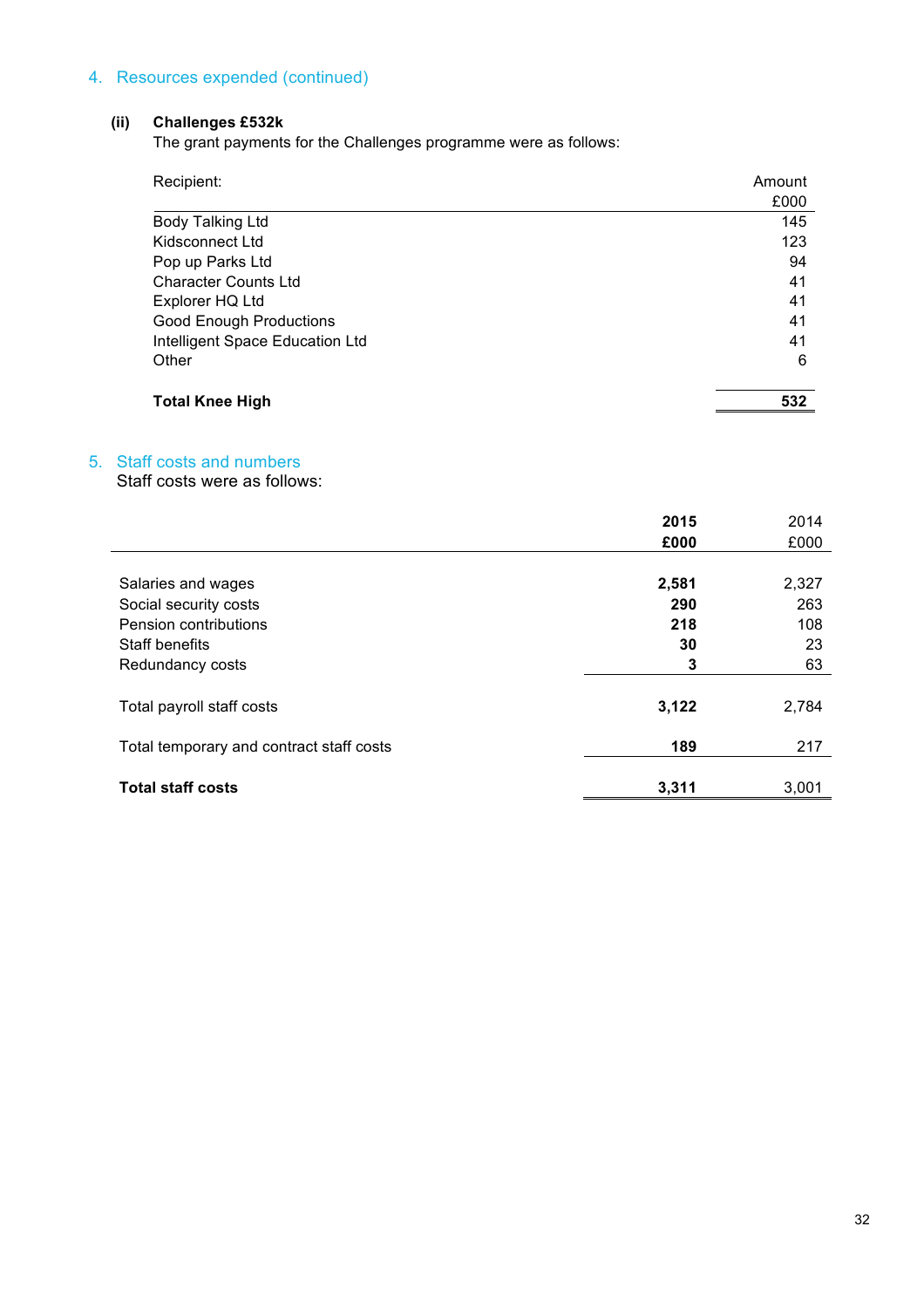## 4. Resources expended (continued)

### (ii) Challenges £532k

The grant payments for the Challenges programme were as follows:

| Recipient: | Amount £000 |
|---|---|
| Body Talking Ltd | 145 |
| Kidsconnect Ltd | 123 |
| Pop up Parks Ltd | 94 |
| Character Counts Ltd | 41 |
| Explorer HQ Ltd | 41 |
| Good Enough Productions | 41 |
| Intelligent Space Education Ltd | 41 |
| Other | 6 |
| **Total Knee High** | **532** |

## 5. Staff costs and numbers

Staff costs were as follows:

| | **2015 £000** | 2014 £000 |
|---|---|---|
| Salaries and wages | **2,581** | 2,327 |
| Social security costs | **290** | 263 |
| Pension contributions | **218** | 108 |
| Staff benefits | **30** | 23 |
| Redundancy costs | **3** | 63 |
| Total payroll staff costs | **3,122** | 2,784 |
| Total temporary and contract staff costs | **189** | 217 |
| **Total staff costs** | **3,311** | 3,001 |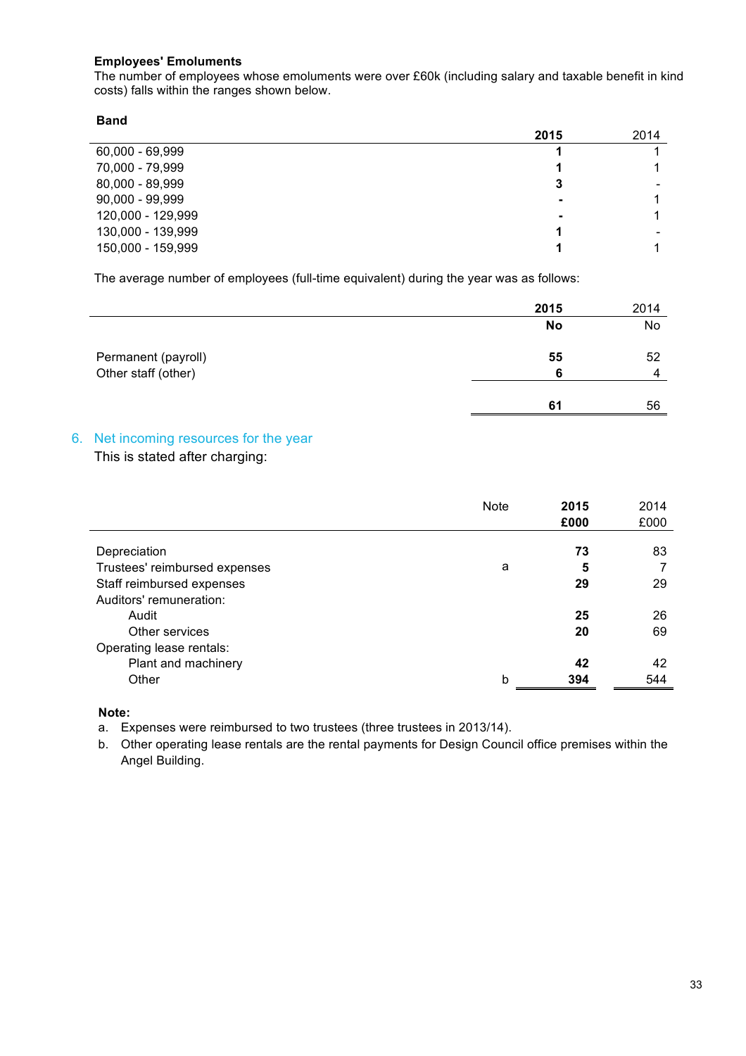**Employees' Emoluments**
The number of employees whose emoluments were over £60k (including salary and taxable benefit in kind costs) falls within the ranges shown below.

| Band | 2015 | 2014 |
|---|---|---|
| 60,000 - 69,999 | 1 | 1 |
| 70,000 - 79,999 | 1 | 1 |
| 80,000 - 89,999 | 3 | - |
| 90,000 - 99,999 | - | 1 |
| 120,000 - 129,999 | - | 1 |
| 130,000 - 139,999 | 1 | - |
| 150,000 - 159,999 | 1 | 1 |

The average number of employees (full-time equivalent) during the year was as follows:

| | 2015 | 2014 |
|---|---|---|
| | No | No |
| Permanent (payroll) | 55 | 52 |
| Other staff (other) | 6 | 4 |
| | 61 | 56 |

## 6. Net incoming resources for the year

This is stated after charging:

| | Note | 2015 £000 | 2014 £000 |
|---|---|---|---|
| Depreciation | | 73 | 83 |
| Trustees' reimbursed expenses | a | 5 | 7 |
| Staff reimbursed expenses | | 29 | 29 |
| Auditors' remuneration: | | | |
| Audit | | 25 | 26 |
| Other services | | 20 | 69 |
| Operating lease rentals: | | | |
| Plant and machinery | | 42 | 42 |
| Other | b | 394 | 544 |

**Note:**

a. Expenses were reimbursed to two trustees (three trustees in 2013/14).

b. Other operating lease rentals are the rental payments for Design Council office premises within the Angel Building.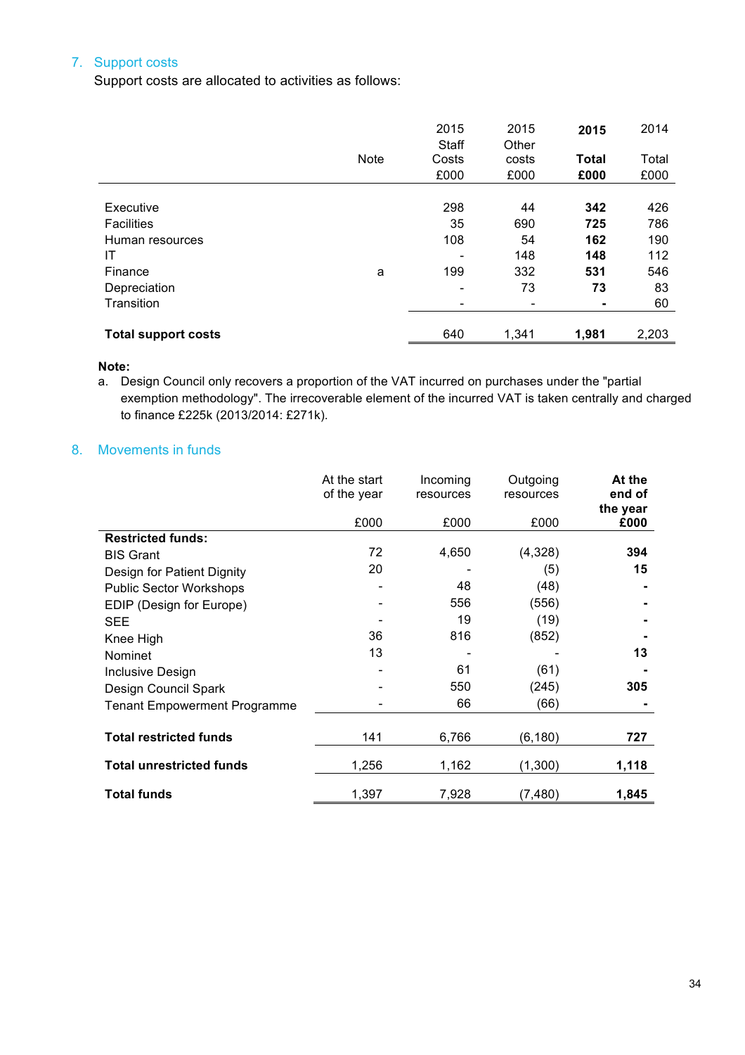## 7. Support costs

Support costs are allocated to activities as follows:

| | Note | 2015 Staff Costs £000 | 2015 Other costs £000 | **2015 Total £000** | 2014 Total £000 |
|---|---|---|---|---|---|
| Executive | | 298 | 44 | **342** | 426 |
| Facilities | | 35 | 690 | **725** | 786 |
| Human resources | | 108 | 54 | **162** | 190 |
| IT | | - | 148 | **148** | 112 |
| Finance | a | 199 | 332 | **531** | 546 |
| Depreciation | | - | 73 | **73** | 83 |
| Transition | | - | - | **-** | 60 |
| **Total support costs** | | 640 | 1,341 | **1,981** | 2,203 |

**Note:**

a. Design Council only recovers a proportion of the VAT incurred on purchases under the "partial exemption methodology". The irrecoverable element of the incurred VAT is taken centrally and charged to finance £225k (2013/2014: £271k).

## 8. Movements in funds

| | At the start of the year £000 | Incoming resources £000 | Outgoing resources £000 | **At the end of the year £000** |
|---|---|---|---|---|
| **Restricted funds:** | | | | |
| BIS Grant | 72 | 4,650 | (4,328) | **394** |
| Design for Patient Dignity | 20 | - | (5) | **15** |
| Public Sector Workshops | - | 48 | (48) | **-** |
| EDIP (Design for Europe) | - | 556 | (556) | **-** |
| SEE | - | 19 | (19) | **-** |
| Knee High | 36 | 816 | (852) | **-** |
| Nominet | 13 | - | - | **13** |
| Inclusive Design | - | 61 | (61) | **-** |
| Design Council Spark | - | 550 | (245) | **305** |
| Tenant Empowerment Programme | - | 66 | (66) | **-** |
| **Total restricted funds** | 141 | 6,766 | (6,180) | **727** |
| **Total unrestricted funds** | 1,256 | 1,162 | (1,300) | **1,118** |
| **Total funds** | 1,397 | 7,928 | (7,480) | **1,845** |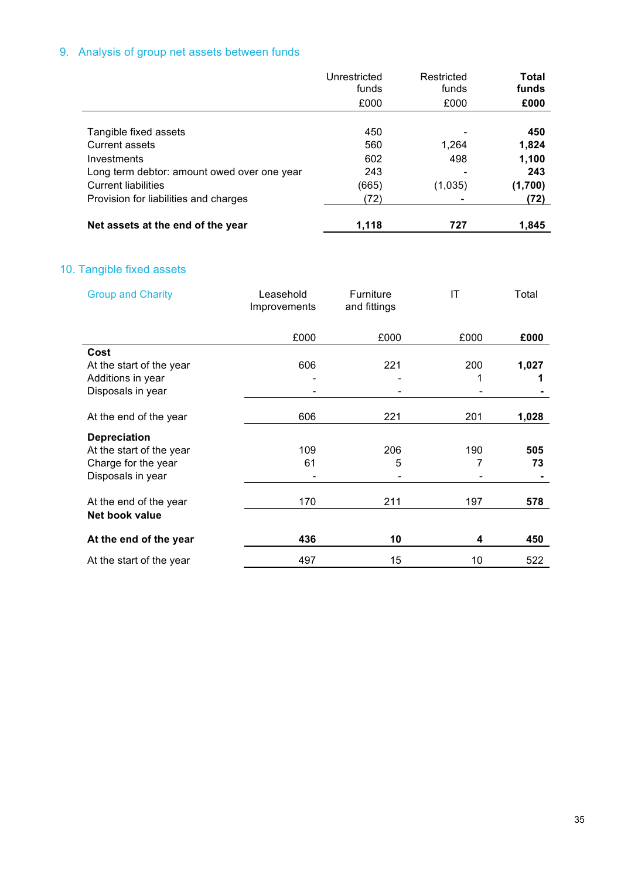## 9. Analysis of group net assets between funds

| | Unrestricted funds £000 | Restricted funds £000 | **Total funds £000** |
|---|---|---|---|
| Tangible fixed assets | 450 | - | **450** |
| Current assets | 560 | 1,264 | **1,824** |
| Investments | 602 | 498 | **1,100** |
| Long term debtor: amount owed over one year | 243 | - | **243** |
| Current liabilities | (665) | (1,035) | **(1,700)** |
| Provision for liabilities and charges | (72) | - | **(72)** |
| **Net assets at the end of the year** | **1,118** | **727** | **1,845** |

## 10. Tangible fixed assets

| Group and Charity | Leasehold Improvements | Furniture and fittings | IT | Total |
|---|---|---|---|---|
| | £000 | £000 | £000 | **£000** |
| **Cost** | | | | |
| At the start of the year | 606 | 221 | 200 | **1,027** |
| Additions in year | - | - | 1 | **1** |
| Disposals in year | - | - | - | **-** |
| At the end of the year | 606 | 221 | 201 | **1,028** |
| **Depreciation** | | | | |
| At the start of the year | 109 | 206 | 190 | **505** |
| Charge for the year | 61 | 5 | 7 | **73** |
| Disposals in year | - | - | - | **-** |
| At the end of the year | 170 | 211 | 197 | **578** |
| **Net book value** | | | | |
| **At the end of the year** | **436** | **10** | **4** | **450** |
| At the start of the year | 497 | 15 | 10 | 522 |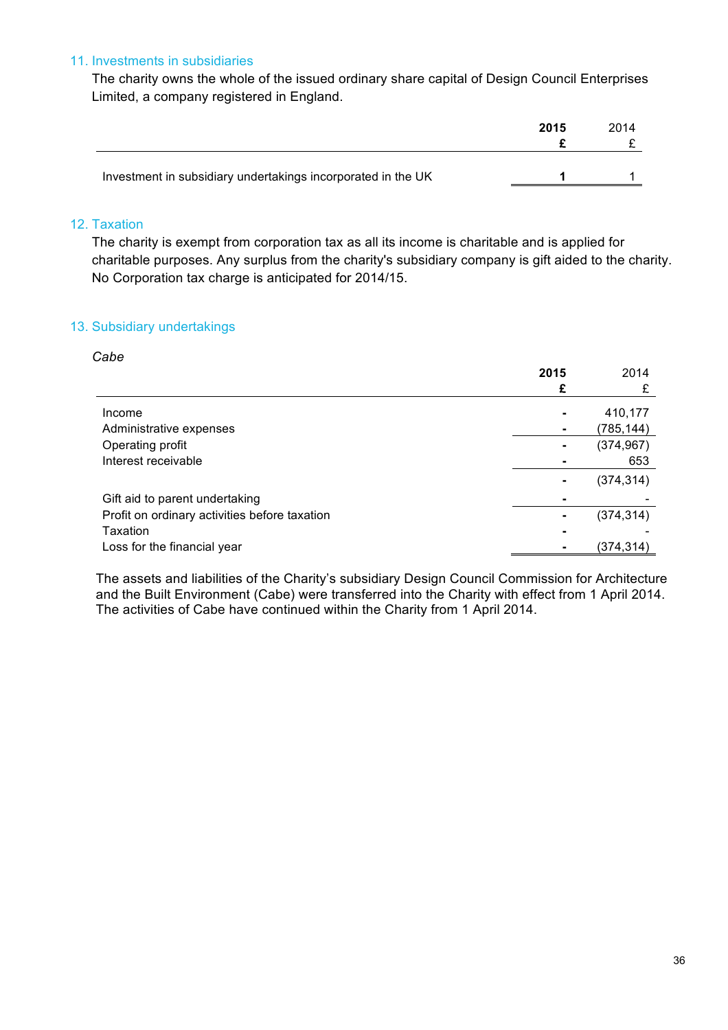## 11. Investments in subsidiaries

The charity owns the whole of the issued ordinary share capital of Design Council Enterprises Limited, a company registered in England.

| | **2015** **£** | 2014 £ |
|---|---|---|
| Investment in subsidiary undertakings incorporated in the UK | **1** | 1 |

## 12. Taxation

The charity is exempt from corporation tax as all its income is charitable and is applied for charitable purposes. Any surplus from the charity's subsidiary company is gift aided to the charity. No Corporation tax charge is anticipated for 2014/15.

## 13. Subsidiary undertakings

*Cabe*

| | **2015** **£** | 2014 £ |
|---|---|---|
| Income | **-** | 410,177 |
| Administrative expenses | **-** | (785,144) |
| Operating profit | **-** | (374,967) |
| Interest receivable | **-** | 653 |
| | **-** | (374,314) |
| Gift aid to parent undertaking | **-** | - |
| Profit on ordinary activities before taxation | **-** | (374,314) |
| Taxation | **-** | - |
| Loss for the financial year | **-** | (374,314) |

The assets and liabilities of the Charity's subsidiary Design Council Commission for Architecture and the Built Environment (Cabe) were transferred into the Charity with effect from 1 April 2014. The activities of Cabe have continued within the Charity from 1 April 2014.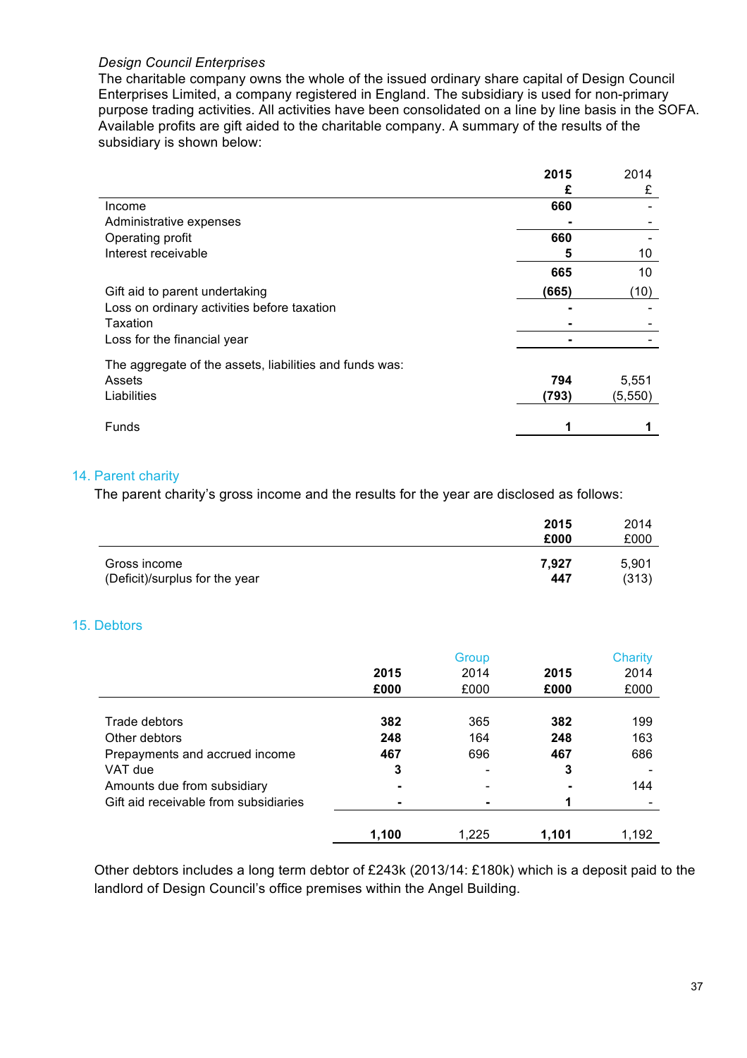*Design Council Enterprises*
The charitable company owns the whole of the issued ordinary share capital of Design Council Enterprises Limited, a company registered in England. The subsidiary is used for non-primary purpose trading activities. All activities have been consolidated on a line by line basis in the SOFA. Available profits are gift aided to the charitable company. A summary of the results of the subsidiary is shown below:

| | **2015** | 2014 |
|---|---|---|
| | **£** | £ |
| Income | **660** | - |
| Administrative expenses | **-** | - |
| Operating profit | **660** | - |
| Interest receivable | **5** | 10 |
| | **665** | 10 |
| Gift aid to parent undertaking | **(665)** | (10) |
| Loss on ordinary activities before taxation | **-** | - |
| Taxation | **-** | - |
| Loss for the financial year | **-** | - |
| The aggregate of the assets, liabilities and funds was: | | |
| Assets | **794** | 5,551 |
| Liabilities | **(793)** | (5,550) |
| Funds | **1** | **1** |

## 14. Parent charity

The parent charity's gross income and the results for the year are disclosed as follows:

| | **2015** | 2014 |
|---|---|---|
| | **£000** | £000 |
| Gross income | **7,927** | 5,901 |
| (Deficit)/surplus for the year | **447** | (313) |

## 15. Debtors

| | | Group | | Charity |
|---|---|---|---|---|
| | **2015** | 2014 | **2015** | 2014 |
| | **£000** | £000 | **£000** | £000 |
| Trade debtors | **382** | 365 | **382** | 199 |
| Other debtors | **248** | 164 | **248** | 163 |
| Prepayments and accrued income | **467** | 696 | **467** | 686 |
| VAT due | **3** | - | **3** | - |
| Amounts due from subsidiary | **-** | - | **-** | 144 |
| Gift aid receivable from subsidiaries | **-** | **-** | **1** | - |
| | **1,100** | 1,225 | **1,101** | 1,192 |

Other debtors includes a long term debtor of £243k (2013/14: £180k) which is a deposit paid to the landlord of Design Council's office premises within the Angel Building.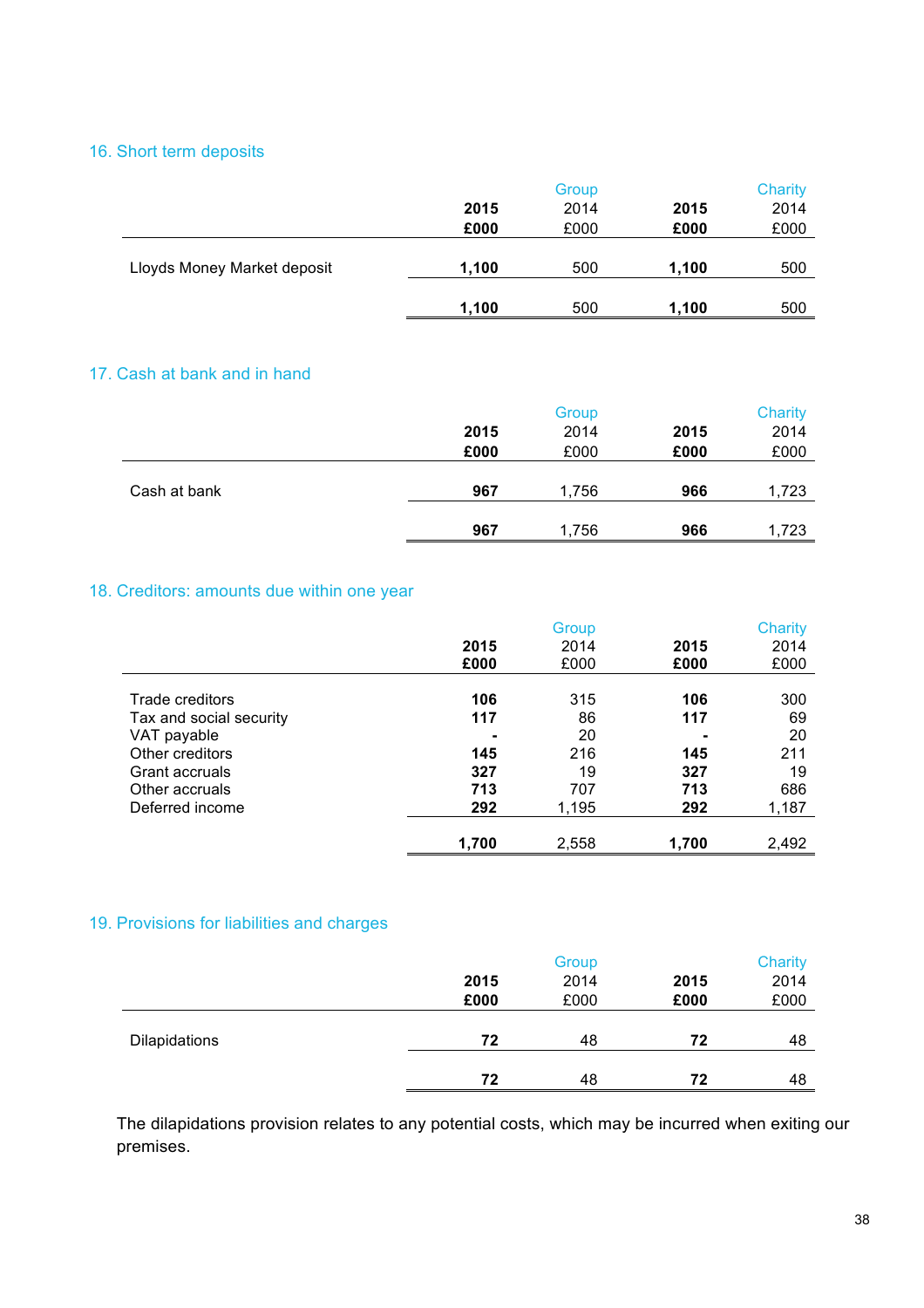## 16. Short term deposits

| | Group | | Charity | |
|---|---|---|---|---|
| | **2015** | 2014 | **2015** | 2014 |
| | **£000** | £000 | **£000** | £000 |
| Lloyds Money Market deposit | **1,100** | 500 | **1,100** | 500 |
| | **1,100** | 500 | **1,100** | 500 |

## 17. Cash at bank and in hand

| | Group | | Charity | |
|---|---|---|---|---|
| | **2015** | 2014 | **2015** | 2014 |
| | **£000** | £000 | **£000** | £000 |
| Cash at bank | **967** | 1,756 | **966** | 1,723 |
| | **967** | 1,756 | **966** | 1,723 |

## 18. Creditors: amounts due within one year

| | Group | | Charity | |
|---|---|---|---|---|
| | **2015** | 2014 | **2015** | 2014 |
| | **£000** | £000 | **£000** | £000 |
| Trade creditors | **106** | 315 | **106** | 300 |
| Tax and social security | **117** | 86 | **117** | 69 |
| VAT payable | **-** | 20 | **-** | 20 |
| Other creditors | **145** | 216 | **145** | 211 |
| Grant accruals | **327** | 19 | **327** | 19 |
| Other accruals | **713** | 707 | **713** | 686 |
| Deferred income | **292** | 1,195 | **292** | 1,187 |
| | **1,700** | 2,558 | **1,700** | 2,492 |

## 19. Provisions for liabilities and charges

| | Group | | Charity | |
|---|---|---|---|---|
| | **2015** | 2014 | **2015** | 2014 |
| | **£000** | £000 | **£000** | £000 |
| Dilapidations | **72** | 48 | **72** | 48 |
| | **72** | 48 | **72** | 48 |

The dilapidations provision relates to any potential costs, which may be incurred when exiting our premises.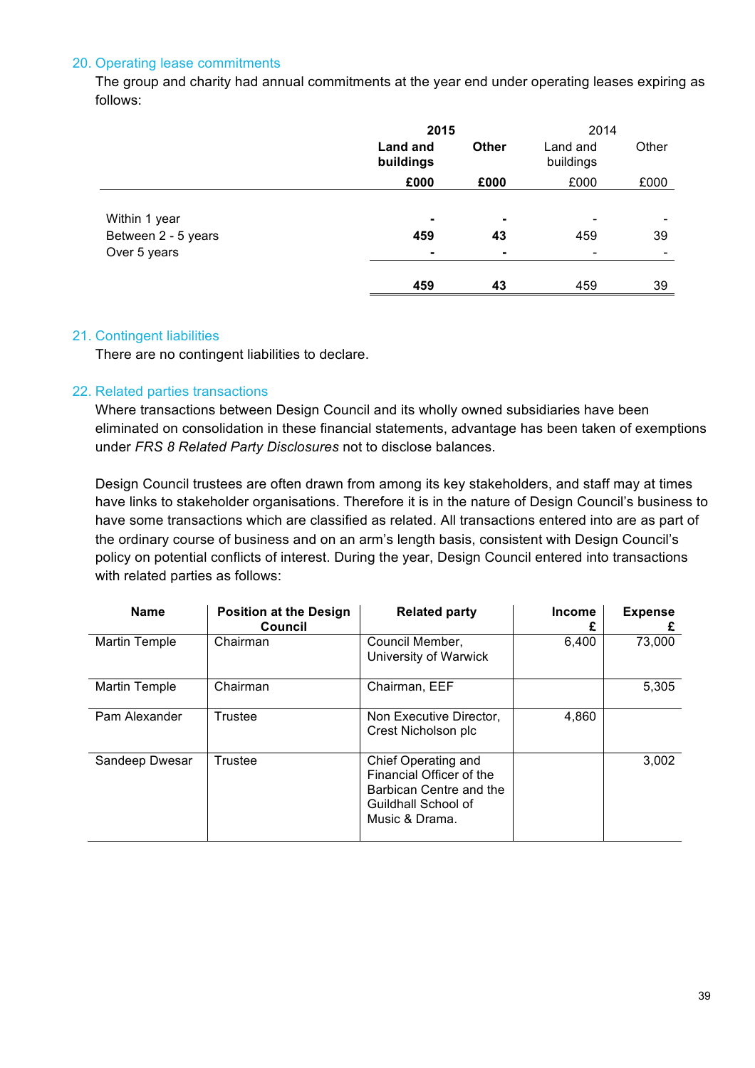## 20. Operating lease commitments

The group and charity had annual commitments at the year end under operating leases expiring as follows:

| | **2015** | | 2014 | |
|---|---|---|---|---|
| | **Land and buildings** | **Other** | Land and buildings | Other |
| | **£000** | **£000** | £000 | £000 |
| Within 1 year | **-** | **-** | - | - |
| Between 2 - 5 years | **459** | **43** | 459 | 39 |
| Over 5 years | **-** | **-** | - | - |
| | **459** | **43** | 459 | 39 |

## 21. Contingent liabilities

There are no contingent liabilities to declare.

## 22. Related parties transactions

Where transactions between Design Council and its wholly owned subsidiaries have been eliminated on consolidation in these financial statements, advantage has been taken of exemptions under *FRS 8 Related Party Disclosures* not to disclose balances.

Design Council trustees are often drawn from among its key stakeholders, and staff may at times have links to stakeholder organisations. Therefore it is in the nature of Design Council's business to have some transactions which are classified as related. All transactions entered into are as part of the ordinary course of business and on an arm's length basis, consistent with Design Council's policy on potential conflicts of interest. During the year, Design Council entered into transactions with related parties as follows:

| **Name** | **Position at the Design Council** | **Related party** | **Income £** | **Expense £** |
|---|---|---|---|---|
| Martin Temple | Chairman | Council Member, University of Warwick | 6,400 | 73,000 |
| Martin Temple | Chairman | Chairman, EEF | | 5,305 |
| Pam Alexander | Trustee | Non Executive Director, Crest Nicholson plc | 4,860 | |
| Sandeep Dwesar | Trustee | Chief Operating and Financial Officer of the Barbican Centre and the Guildhall School of Music & Drama. | | 3,002 |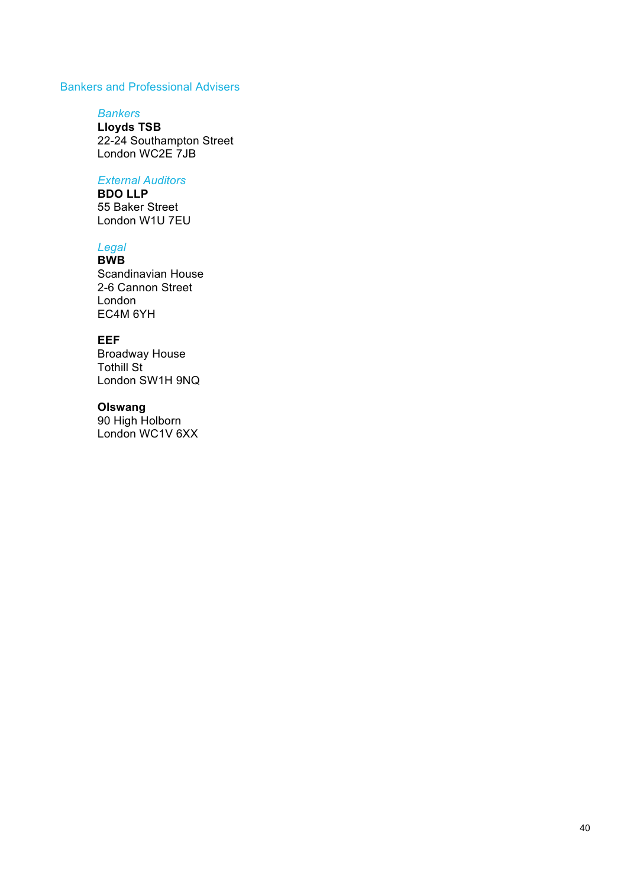## Bankers and Professional Advisers

*Bankers*
**Lloyds TSB**
22-24 Southampton Street
London WC2E 7JB

*External Auditors*
**BDO LLP**
55 Baker Street
London W1U 7EU

*Legal*
**BWB**
Scandinavian House
2-6 Cannon Street
London
EC4M 6YH

**EEF**
Broadway House
Tothill St
London SW1H 9NQ

**Olswang**
90 High Holborn
London WC1V 6XX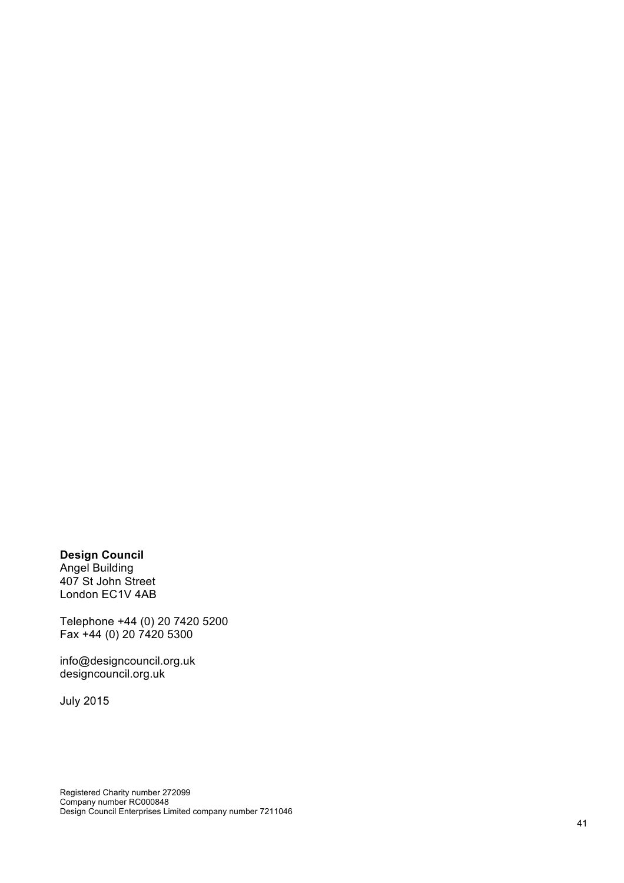**Design Council**
Angel Building
407 St John Street
London EC1V 4AB

Telephone +44 (0) 20 7420 5200
Fax +44 (0) 20 7420 5300

info@designcouncil.org.uk
designcouncil.org.uk

July 2015

Registered Charity number 272099
Company number RC000848
Design Council Enterprises Limited company number 7211046